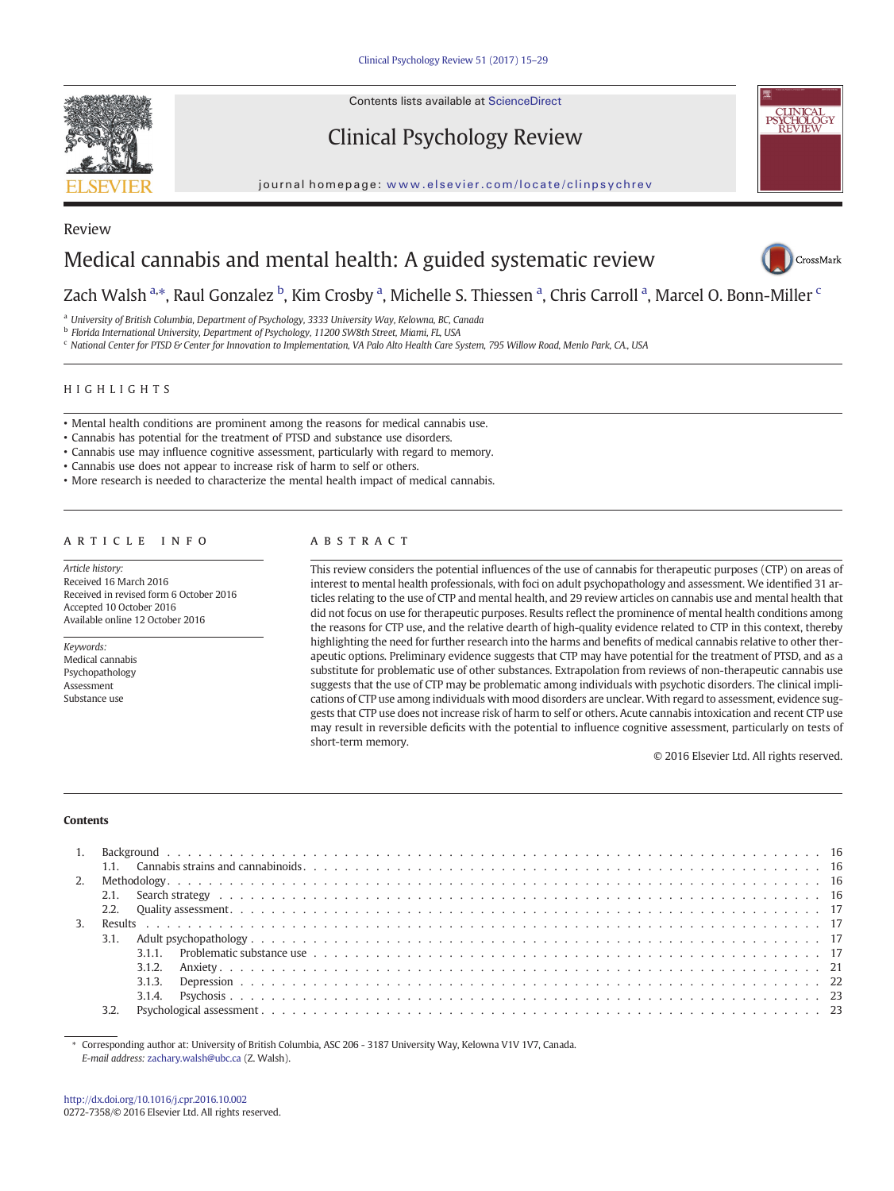Contents lists available at ScienceDirect

# Clinical Psychology Review

journal homepage: www.elsevier.com/locate/clinpsychrev

Review

# Medical cannabis and mental health: A guided systematic review

Zach Walsh [a,*], Raul Gonzalez [b], Kim Crosby [a], Michelle S. Thiessen [a], Chris Carroll [a], Marcel O. Bonn-Miller [c]

[a] University of British Columbia, Department of Psychology, 3333 University Way, Kelowna, BC, Canada
[b] Florida International University, Department of Psychology, 11200 SW8th Street, Miami, FL, USA
[c] National Center for PTSD & Center for Innovation to Implementation, VA Palo Alto Health Care System, 795 Willow Road, Menlo Park, CA., USA

## HIGHLIGHTS

- Mental health conditions are prominent among the reasons for medical cannabis use.
- Cannabis has potential for the treatment of PTSD and substance use disorders.
- Cannabis use may influence cognitive assessment, particularly with regard to memory.
- Cannabis use does not appear to increase risk of harm to self or others.
- More research is needed to characterize the mental health impact of medical cannabis.

## ARTICLE INFO

*Article history:*
Received 16 March 2016
Received in revised form 6 October 2016
Accepted 10 October 2016
Available online 12 October 2016

*Keywords:*
Medical cannabis
Psychopathology
Assessment
Substance use

## ABSTRACT

This review considers the potential influences of the use of cannabis for therapeutic purposes (CTP) on areas of interest to mental health professionals, with foci on adult psychopathology and assessment. We identified 31 articles relating to the use of CTP and mental health, and 29 review articles on cannabis use and mental health that did not focus on use for therapeutic purposes. Results reflect the prominence of mental health conditions among the reasons for CTP use, and the relative dearth of high-quality evidence related to CTP in this context, thereby highlighting the need for further research into the harms and benefits of medical cannabis relative to other therapeutic options. Preliminary evidence suggests that CTP may have potential for the treatment of PTSD, and as a substitute for problematic use of other substances. Extrapolation from reviews of non-therapeutic cannabis use suggests that the use of CTP may be problematic among individuals with psychotic disorders. The clinical implications of CTP use among individuals with mood disorders are unclear. With regard to assessment, evidence suggests that CTP use does not increase risk of harm to self or others. Acute cannabis intoxication and recent CTP use may result in reversible deficits with the potential to influence cognitive assessment, particularly on tests of short-term memory.

© 2016 Elsevier Ltd. All rights reserved.

## Contents

1. Background . . . 16
   1.1. Cannabis strains and cannabinoids . . . 16
2. Methodology . . . 16
   2.1. Search strategy . . . 16
   2.2. Quality assessment . . . 17
3. Results . . . 17
   3.1. Adult psychopathology . . . 17
      3.1.1. Problematic substance use . . . 17
      3.1.2. Anxiety . . . 21
      3.1.3. Depression . . . 22
      3.1.4. Psychosis . . . 23
   3.2. Psychological assessment . . . 23

\* Corresponding author at: University of British Columbia, ASC 206 - 3187 University Way, Kelowna V1V 1V7, Canada.
*E-mail address:* zachary.walsh@ubc.ca (Z. Walsh).

http://dx.doi.org/10.1016/j.cpr.2016.10.002
0272-7358/© 2016 Elsevier Ltd. All rights reserved.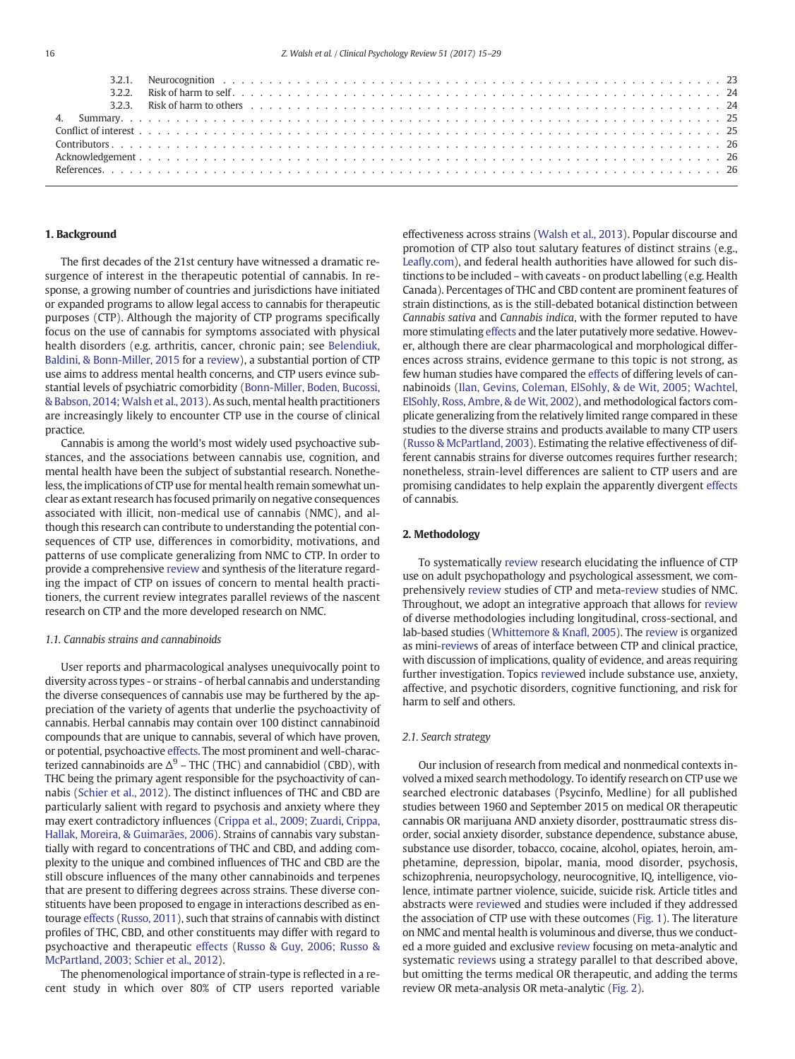3.2.1. Neurocognition . . . 23
3.2.2. Risk of harm to self . . . 24
3.2.3. Risk of harm to others . . . 24
4. Summary . . . 25
Conflict of interest . . . 25
Contributors . . . 26
Acknowledgement . . . 26
References . . . 26

## 1. Background

The first decades of the 21st century have witnessed a dramatic resurgence of interest in the therapeutic potential of cannabis. In response, a growing number of countries and jurisdictions have initiated or expanded programs to allow legal access to cannabis for therapeutic purposes (CTP). Although the majority of CTP programs specifically focus on the use of cannabis for symptoms associated with physical health disorders (e.g. arthritis, cancer, chronic pain; see Belendiuk, Baldini, & Bonn-Miller, 2015 for a review), a substantial portion of CTP use aims to address mental health concerns, and CTP users evince substantial levels of psychiatric comorbidity (Bonn-Miller, Boden, Bucossi, & Babson, 2014; Walsh et al., 2013). As such, mental health practitioners are increasingly likely to encounter CTP use in the course of clinical practice.

Cannabis is among the world's most widely used psychoactive substances, and the associations between cannabis use, cognition, and mental health have been the subject of substantial research. Nonetheless, the implications of CTP use for mental health remain somewhat unclear as extant research has focused primarily on negative consequences associated with illicit, non-medical use of cannabis (NMC), and although this research can contribute to understanding the potential consequences of CTP use, differences in comorbidity, motivations, and patterns of use complicate generalizing from NMC to CTP. In order to provide a comprehensive review and synthesis of the literature regarding the impact of CTP on issues of concern to mental health practitioners, the current review integrates parallel reviews of the nascent research on CTP and the more developed research on NMC.

### 1.1. Cannabis strains and cannabinoids

User reports and pharmacological analyses unequivocally point to diversity across types - or strains - of herbal cannabis and understanding the diverse consequences of cannabis use may be furthered by the appreciation of the variety of agents that underlie the psychoactivity of cannabis. Herbal cannabis may contain over 100 distinct cannabinoid compounds that are unique to cannabis, several of which have proven, or potential, psychoactive effects. The most prominent and well-characterized cannabinoids are $\Delta^9$ – THC (THC) and cannabidiol (CBD), with THC being the primary agent responsible for the psychoactivity of cannabis (Schier et al., 2012). The distinct influences of THC and CBD are particularly salient with regard to psychosis and anxiety where they may exert contradictory influences (Crippa et al., 2009; Zuardi, Crippa, Hallak, Moreira, & Guimarães, 2006). Strains of cannabis vary substantially with regard to concentrations of THC and CBD, and adding complexity to the unique and combined influences of THC and CBD are the still obscure influences of the many other cannabinoids and terpenes that are present to differing degrees across strains. These diverse constituents have been proposed to engage in interactions described as entourage effects (Russo, 2011), such that strains of cannabis with distinct profiles of THC, CBD, and other constituents may differ with regard to psychoactive and therapeutic effects (Russo & Guy, 2006; Russo & McPartland, 2003; Schier et al., 2012).

The phenomenological importance of strain-type is reflected in a recent study in which over 80% of CTP users reported variable effectiveness across strains (Walsh et al., 2013). Popular discourse and promotion of CTP also tout salutary features of distinct strains (e.g., Leafly.com), and federal health authorities have allowed for such distinctions to be included – with caveats - on product labelling (e.g. Health Canada). Percentages of THC and CBD content are prominent features of strain distinctions, as is the still-debated botanical distinction between *Cannabis sativa* and *Cannabis indica*, with the former reputed to have more stimulating effects and the later putatively more sedative. However, although there are clear pharmacological and morphological differences across strains, evidence germane to this topic is not strong, as few human studies have compared the effects of differing levels of cannabinoids (Ilan, Gevins, Coleman, ElSohly, & de Wit, 2005; Wachtel, ElSohly, Ross, Ambre, & de Wit, 2002), and methodological factors complicate generalizing from the relatively limited range compared in these studies to the diverse strains and products available to many CTP users (Russo & McPartland, 2003). Estimating the relative effectiveness of different cannabis strains for diverse outcomes requires further research; nonetheless, strain-level differences are salient to CTP users and are promising candidates to help explain the apparently divergent effects of cannabis.

## 2. Methodology

To systematically review research elucidating the influence of CTP use on adult psychopathology and psychological assessment, we comprehensively review studies of CTP and meta-review studies of NMC. Throughout, we adopt an integrative approach that allows for review of diverse methodologies including longitudinal, cross-sectional, and lab-based studies (Whittemore & Knafl, 2005). The review is organized as mini-reviews of areas of interface between CTP and clinical practice, with discussion of implications, quality of evidence, and areas requiring further investigation. Topics reviewed include substance use, anxiety, affective, and psychotic disorders, cognitive functioning, and risk for harm to self and others.

### 2.1. Search strategy

Our inclusion of research from medical and nonmedical contexts involved a mixed search methodology. To identify research on CTP use we searched electronic databases (Psycinfo, Medline) for all published studies between 1960 and September 2015 on medical OR therapeutic cannabis OR marijuana AND anxiety disorder, posttraumatic stress disorder, social anxiety disorder, substance dependence, substance abuse, substance use disorder, tobacco, cocaine, alcohol, opiates, heroin, amphetamine, depression, bipolar, mania, mood disorder, psychosis, schizophrenia, neuropsychology, neurocognitive, IQ, intelligence, violence, intimate partner violence, suicide, suicide risk. Article titles and abstracts were reviewed and studies were included if they addressed the association of CTP use with these outcomes (Fig. 1). The literature on NMC and mental health is voluminous and diverse, thus we conducted a more guided and exclusive review focusing on meta-analytic and systematic reviews using a strategy parallel to that described above, but omitting the terms medical OR therapeutic, and adding the terms review OR meta-analysis OR meta-analytic (Fig. 2).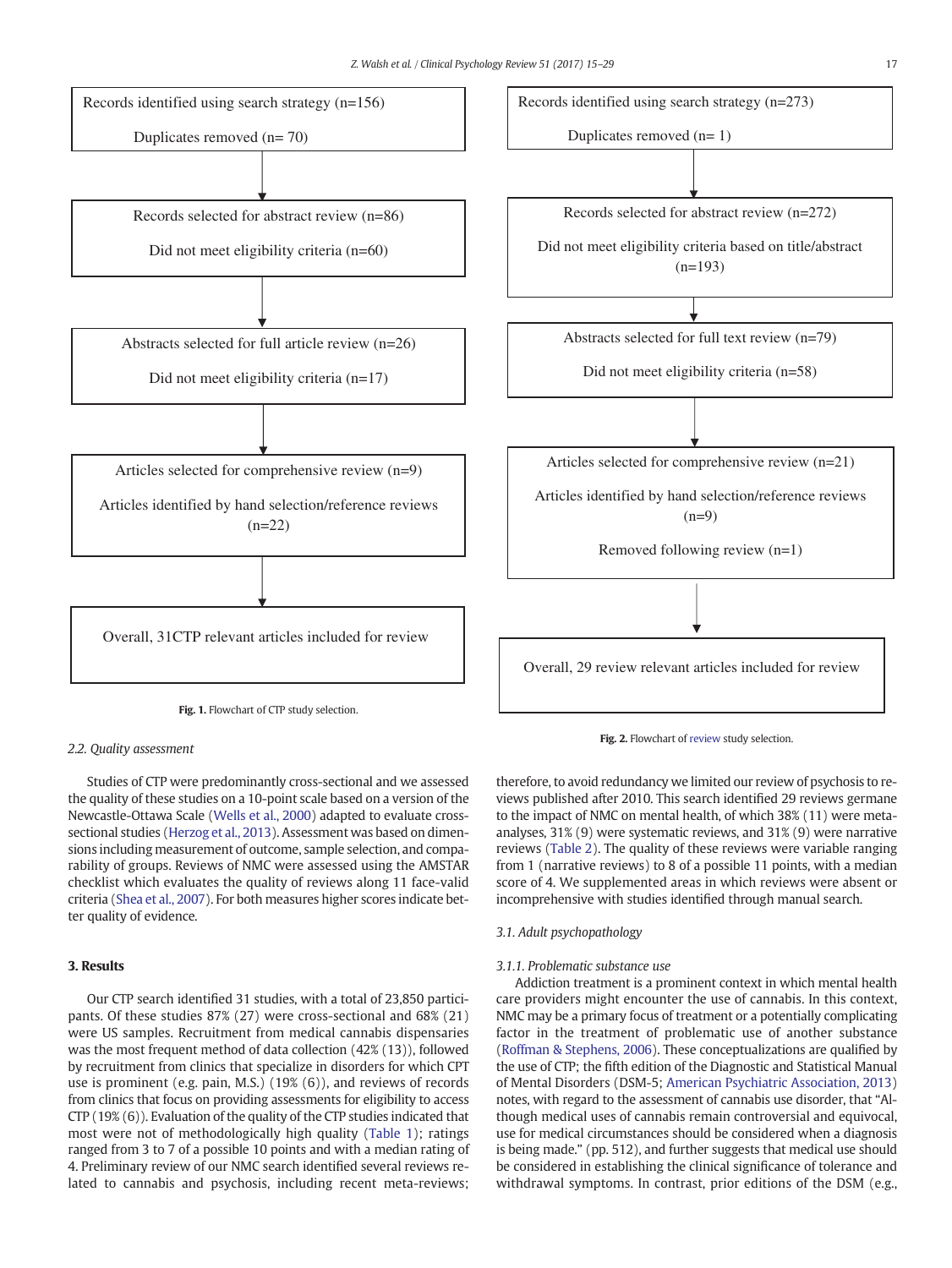Records identified using search strategy (n=156)

Duplicates removed (n= 70)

↓

Records selected for abstract review (n=86)

Did not meet eligibility criteria (n=60)

↓

Abstracts selected for full article review (n=26)

Did not meet eligibility criteria (n=17)

↓

Articles selected for comprehensive review (n=9)

Articles identified by hand selection/reference reviews (n=22)

↓

Overall, 31CTP relevant articles included for review

**Fig. 1.** Flowchart of CTP study selection.

Records identified using search strategy (n=273)

Duplicates removed (n= 1)

↓

Records selected for abstract review (n=272)

Did not meet eligibility criteria based on title/abstract (n=193)

↓

Abstracts selected for full text review (n=79)

Did not meet eligibility criteria (n=58)

↓

Articles selected for comprehensive review (n=21)

Articles identified by hand selection/reference reviews (n=9)

Removed following review (n=1)

↓

Overall, 29 review relevant articles included for review

**Fig. 2.** Flowchart of review study selection.

### *2.2. Quality assessment*

Studies of CTP were predominantly cross-sectional and we assessed the quality of these studies on a 10-point scale based on a version of the Newcastle-Ottawa Scale (Wells et al., 2000) adapted to evaluate cross-sectional studies (Herzog et al., 2013). Assessment was based on dimensions including measurement of outcome, sample selection, and comparability of groups. Reviews of NMC were assessed using the AMSTAR checklist which evaluates the quality of reviews along 11 face-valid criteria (Shea et al., 2007). For both measures higher scores indicate better quality of evidence.

## 3. Results

Our CTP search identified 31 studies, with a total of 23,850 participants. Of these studies 87% (27) were cross-sectional and 68% (21) were US samples. Recruitment from medical cannabis dispensaries was the most frequent method of data collection (42% (13)), followed by recruitment from clinics that specialize in disorders for which CPT use is prominent (e.g. pain, M.S.) (19% (6)), and reviews of records from clinics that focus on providing assessments for eligibility to access CTP (19% (6)). Evaluation of the quality of the CTP studies indicated that most were not of methodologically high quality (Table 1); ratings ranged from 3 to 7 of a possible 10 points and with a median rating of 4. Preliminary review of our NMC search identified several reviews related to cannabis and psychosis, including recent meta-reviews; therefore, to avoid redundancy we limited our review of psychosis to reviews published after 2010. This search identified 29 reviews germane to the impact of NMC on mental health, of which 38% (11) were meta-analyses, 31% (9) were systematic reviews, and 31% (9) were narrative reviews (Table 2). The quality of these reviews were variable ranging from 1 (narrative reviews) to 8 of a possible 11 points, with a median score of 4. We supplemented areas in which reviews were absent or incomprehensive with studies identified through manual search.

### *3.1. Adult psychopathology*

#### *3.1.1. Problematic substance use*

Addiction treatment is a prominent context in which mental health care providers might encounter the use of cannabis. In this context, NMC may be a primary focus of treatment or a potentially complicating factor in the treatment of problematic use of another substance (Roffman & Stephens, 2006). These conceptualizations are qualified by the use of CTP; the fifth edition of the Diagnostic and Statistical Manual of Mental Disorders (DSM-5; American Psychiatric Association, 2013) notes, with regard to the assessment of cannabis use disorder, that "Although medical uses of cannabis remain controversial and equivocal, use for medical circumstances should be considered when a diagnosis is being made." (pp. 512), and further suggests that medical use should be considered in establishing the clinical significance of tolerance and withdrawal symptoms. In contrast, prior editions of the DSM (e.g.,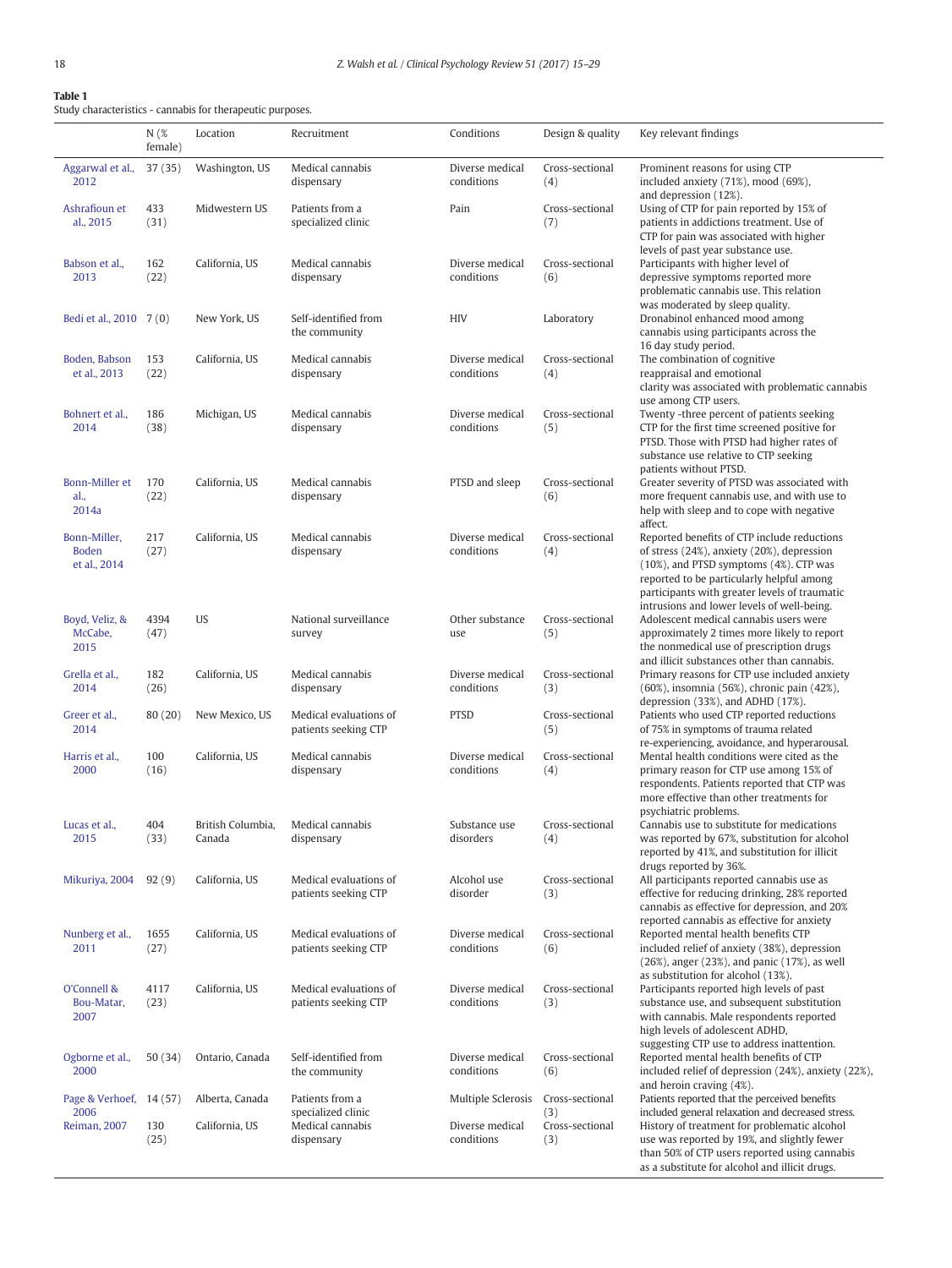**Table 1**
Study characteristics - cannabis for therapeutic purposes.

| | N (% female) | Location | Recruitment | Conditions | Design & quality | Key relevant findings |
|---|---|---|---|---|---|---|
| Aggarwal et al., 2012 | 37 (35) | Washington, US | Medical cannabis dispensary | Diverse medical conditions | Cross-sectional (4) | Prominent reasons for using CTP included anxiety (71%), mood (69%), and depression (12%). |
| Ashrafioun et al., 2015 | 433 (31) | Midwestern US | Patients from a specialized clinic | Pain | Cross-sectional (7) | Using of CTP for pain reported by 15% of patients in addictions treatment. Use of CTP for pain was associated with higher levels of past year substance use. |
| Babson et al., 2013 | 162 (22) | California, US | Medical cannabis dispensary | Diverse medical conditions | Cross-sectional (6) | Participants with higher level of depressive symptoms reported more problematic cannabis use. This relation was moderated by sleep quality. |
| Bedi et al., 2010 | 7 (0) | New York, US | Self-identified from the community | HIV | Laboratory | Dronabinol enhanced mood among cannabis using participants across the 16 day study period. |
| Boden, Babson et al., 2013 | 153 (22) | California, US | Medical cannabis dispensary | Diverse medical conditions | Cross-sectional (4) | The combination of cognitive reappraisal and emotional clarity was associated with problematic cannabis use among CTP users. |
| Bohnert et al., 2014 | 186 (38) | Michigan, US | Medical cannabis dispensary | Diverse medical conditions | Cross-sectional (5) | Twenty -three percent of patients seeking CTP for the first time screened positive for PTSD. Those with PTSD had higher rates of substance use relative to CTP seeking patients without PTSD. |
| Bonn-Miller et al., 2014a | 170 (22) | California, US | Medical cannabis dispensary | PTSD and sleep | Cross-sectional (6) | Greater severity of PTSD was associated with more frequent cannabis use, and with use to help with sleep and to cope with negative affect. |
| Bonn-Miller, Boden et al., 2014 | 217 (27) | California, US | Medical cannabis dispensary | Diverse medical conditions | Cross-sectional (4) | Reported benefits of CTP include reductions of stress (24%), anxiety (20%), depression (10%), and PTSD symptoms (4%). CTP was reported to be particularly helpful among participants with greater levels of traumatic intrusions and lower levels of well-being. |
| Boyd, Veliz, & McCabe, 2015 | 4394 (47) | US | National surveillance survey | Other substance use | Cross-sectional (5) | Adolescent medical cannabis users were approximately 2 times more likely to report the nonmedical use of prescription drugs and illicit substances other than cannabis. |
| Grella et al., 2014 | 182 (26) | California, US | Medical cannabis dispensary | Diverse medical conditions | Cross-sectional (3) | Primary reasons for CTP use included anxiety (60%), insomnia (56%), chronic pain (42%), depression (33%), and ADHD (17%). |
| Greer et al., 2014 | 80 (20) | New Mexico, US | Medical evaluations of patients seeking CTP | PTSD | Cross-sectional (5) | Patients who used CTP reported reductions of 75% in symptoms of trauma related re-experiencing, avoidance, and hyperarousal. |
| Harris et al., 2000 | 100 (16) | California, US | Medical cannabis dispensary | Diverse medical conditions | Cross-sectional (4) | Mental health conditions were cited as the primary reason for CTP use among 15% of respondents. Patients reported that CTP was more effective than other treatments for psychiatric problems. |
| Lucas et al., 2015 | 404 (33) | British Columbia, Canada | Medical cannabis dispensary | Substance use disorders | Cross-sectional (4) | Cannabis use to substitute for medications was reported by 67%, substitution for alcohol reported by 41%, and substitution for illicit drugs reported by 36%. |
| Mikuriya, 2004 | 92 (9) | California, US | Medical evaluations of patients seeking CTP | Alcohol use disorder | Cross-sectional (3) | All participants reported cannabis use as effective for reducing drinking, 28% reported cannabis as effective for depression, and 20% reported cannabis as effective for anxiety |
| Nunberg et al., 2011 | 1655 (27) | California, US | Medical evaluations of patients seeking CTP | Diverse medical conditions | Cross-sectional (6) | Reported mental health benefits CTP included relief of anxiety (38%), depression (26%), anger (23%), and panic (17%), as well as substitution for alcohol (13%). |
| O'Connell & Bou-Matar, 2007 | 4117 (23) | California, US | Medical evaluations of patients seeking CTP | Diverse medical conditions | Cross-sectional (3) | Participants reported high levels of past substance use, and subsequent substitution with cannabis. Male respondents reported high levels of adolescent ADHD, suggesting CTP use to address inattention. |
| Ogborne et al., 2000 | 50 (34) | Ontario, Canada | Self-identified from the community | Diverse medical conditions | Cross-sectional (6) | Reported mental health benefits of CTP included relief of depression (24%), anxiety (22%), and heroin craving (4%). |
| Page & Verhoef, 2006 | 14 (57) | Alberta, Canada | Patients from a specialized clinic | Multiple Sclerosis | Cross-sectional (3) | Patients reported that the perceived benefits included general relaxation and decreased stress. |
| Reiman, 2007 | 130 (25) | California, US | Medical cannabis dispensary | Diverse medical conditions | Cross-sectional (3) | History of treatment for problematic alcohol use was reported by 19%, and slightly fewer than 50% of CTP users reported using cannabis as a substitute for alcohol and illicit drugs. |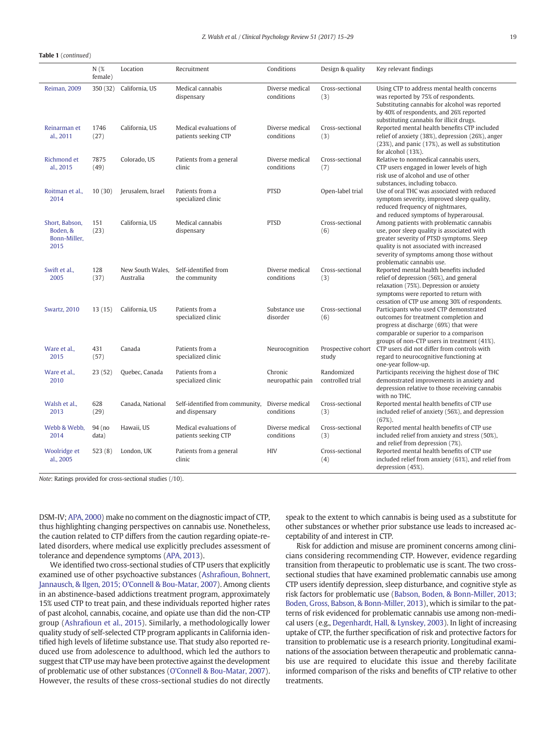**Table 1** (*continued*)

| | N (% female) | Location | Recruitment | Conditions | Design & quality | Key relevant findings |
|---|---|---|---|---|---|---|
| Reiman, 2009 | 350 (32) | California, US | Medical cannabis dispensary | Diverse medical conditions | Cross-sectional (3) | Using CTP to address mental health concerns was reported by 75% of respondents. Substituting cannabis for alcohol was reported by 40% of respondents, and 26% reported substituting cannabis for illicit drugs. |
| Reinarman et al., 2011 | 1746 (27) | California, US | Medical evaluations of patients seeking CTP | Diverse medical conditions | Cross-sectional (3) | Reported mental health benefits CTP included relief of anxiety (38%), depression (26%), anger (23%), and panic (17%), as well as substitution for alcohol (13%). |
| Richmond et al., 2015 | 7875 (49) | Colorado, US | Patients from a general clinic | Diverse medical conditions | Cross-sectional (7) | Relative to nonmedical cannabis users, CTP users engaged in lower levels of high risk use of alcohol and use of other substances, including tobacco. |
| Roitman et al., 2014 | 10 (30) | Jerusalem, Israel | Patients from a specialized clinic | PTSD | Open-label trial | Use of oral THC was associated with reduced symptom severity, improved sleep quality, reduced frequency of nightmares, and reduced symptoms of hyperarousal. |
| Short, Babson, Boden, & Bonn-Miller, 2015 | 151 (23) | California, US | Medical cannabis dispensary | PTSD | Cross-sectional (6) | Among patients with problematic cannabis use, poor sleep quality is associated with greater severity of PTSD symptoms. Sleep quality is not associated with increased severity of symptoms among those without problematic cannabis use. |
| Swift et al., 2005 | 128 (37) | New South Wales, Australia | Self-identified from the community | Diverse medical conditions | Cross-sectional (3) | Reported mental health benefits included relief of depression (56%), and general relaxation (75%). Depression or anxiety symptoms were reported to return with cessation of CTP use among 30% of respondents. |
| Swartz, 2010 | 13 (15) | California, US | Patients from a specialized clinic | Substance use disorder | Cross-sectional (6) | Participants who used CTP demonstrated outcomes for treatment completion and progress at discharge (69%) that were comparable or superior to a comparison groups of non-CTP users in treatment (41%). |
| Ware et al., 2015 | 431 (57) | Canada | Patients from a specialized clinic | Neurocognition | Prospective cohort study | CTP users did not differ from controls with regard to neurocognitive functioning at one-year follow-up. |
| Ware et al., 2010 | 23 (52) | Quebec, Canada | Patients from a specialized clinic | Chronic neuropathic pain | Randomized controlled trial | Participants receiving the highest dose of THC demonstrated improvements in anxiety and depression relative to those receiving cannabis with no THC. |
| Walsh et al., 2013 | 628 (29) | Canada, National | Self-identified from community, and dispensary | Diverse medical conditions | Cross-sectional (3) | Reported mental health benefits of CTP use included relief of anxiety (56%), and depression (67%). |
| Webb & Webb, 2014 | 94 (no data) | Hawaii, US | Medical evaluations of patients seeking CTP | Diverse medical conditions | Cross-sectional (3) | Reported mental health benefits of CTP use included relief from anxiety and stress (50%), and relief from depression (7%). |
| Woolridge et al., 2005 | 523 (8) | London, UK | Patients from a general clinic | HIV | Cross-sectional (4) | Reported mental health benefits of CTP use included relief from anxiety (61%), and relief from depression (45%). |

*Note*: Ratings provided for cross-sectional studies (/10).

DSM-IV; APA, 2000) make no comment on the diagnostic impact of CTP, thus highlighting changing perspectives on cannabis use. Nonetheless, the caution related to CTP differs from the caution regarding opiate-related disorders, where medical use explicitly precludes assessment of tolerance and dependence symptoms (APA, 2013).

We identified two cross-sectional studies of CTP users that explicitly examined use of other psychoactive substances (Ashrafioun, Bohnert, Jannausch, & Ilgen, 2015; O'Connell & Bou-Matar, 2007). Among clients in an abstinence-based addictions treatment program, approximately 15% used CTP to treat pain, and these individuals reported higher rates of past alcohol, cannabis, cocaine, and opiate use than did the non-CTP group (Ashrafioun et al., 2015). Similarly, a methodologically lower quality study of self-selected CTP program applicants in California identified high levels of lifetime substance use. That study also reported reduced use from adolescence to adulthood, which led the authors to suggest that CTP use may have been protective against the development of problematic use of other substances (O'Connell & Bou-Matar, 2007). However, the results of these cross-sectional studies do not directly speak to the extent to which cannabis is being used as a substitute for other substances or whether prior substance use leads to increased acceptability of and interest in CTP.

Risk for addiction and misuse are prominent concerns among clinicians considering recommending CTP. However, evidence regarding transition from therapeutic to problematic use is scant. The two cross-sectional studies that have examined problematic cannabis use among CTP users identify depression, sleep disturbance, and cognitive style as risk factors for problematic use (Babson, Boden, & Bonn-Miller, 2013; Boden, Gross, Babson, & Bonn-Miller, 2013), which is similar to the patterns of risk evidenced for problematic cannabis use among non-medical users (e.g., Degenhardt, Hall, & Lynskey, 2003). In light of increasing uptake of CTP, the further specification of risk and protective factors for transition to problematic use is a research priority. Longitudinal examinations of the association between therapeutic and problematic cannabis use are required to elucidate this issue and thereby facilitate informed comparison of the risks and benefits of CTP relative to other treatments.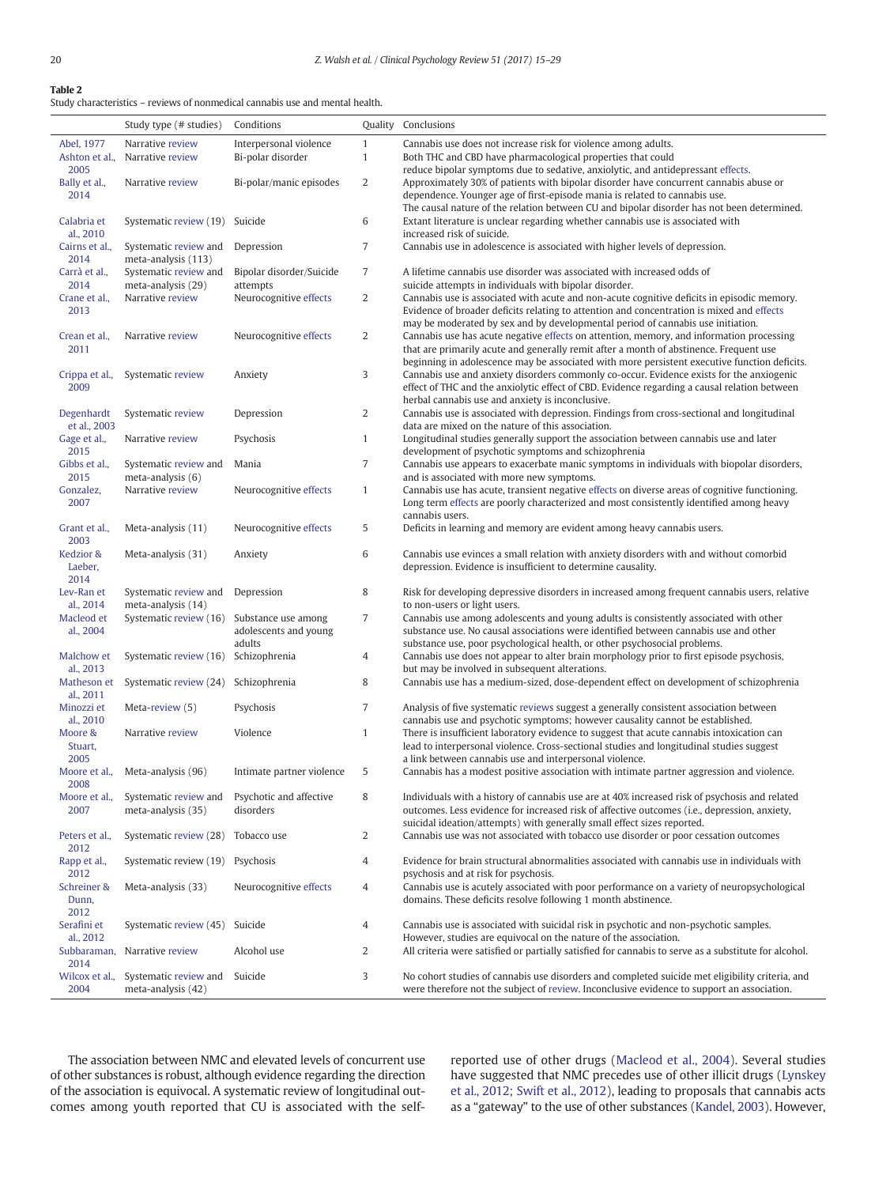**Table 2**
Study characteristics – reviews of nonmedical cannabis use and mental health.

| | Study type (# studies) | Conditions | Quality | Conclusions |
|---|---|---|---|---|
| Abel, 1977 | Narrative review | Interpersonal violence | 1 | Cannabis use does not increase risk for violence among adults. |
| Ashton et al., 2005 | Narrative review | Bi-polar disorder | 1 | Both THC and CBD have pharmacological properties that could reduce bipolar symptoms due to sedative, anxiolytic, and antidepressant effects. |
| Bally et al., 2014 | Narrative review | Bi-polar/manic episodes | 2 | Approximately 30% of patients with bipolar disorder have concurrent cannabis abuse or dependence. Younger age of first-episode mania is related to cannabis use. The causal nature of the relation between CU and bipolar disorder has not been determined. |
| Calabria et al., 2010 | Systematic review (19) | Suicide | 6 | Extant literature is unclear regarding whether cannabis use is associated with increased risk of suicide. |
| Cairns et al., 2014 | Systematic review and meta-analysis (113) | Depression | 7 | Cannabis use in adolescence is associated with higher levels of depression. |
| Carrà et al., 2014 | Systematic review and meta-analysis (29) | Bipolar disorder/Suicide attempts | 7 | A lifetime cannabis use disorder was associated with increased odds of suicide attempts in individuals with bipolar disorder. |
| Crane et al., 2013 | Narrative review | Neurocognitive effects | 2 | Cannabis use is associated with acute and non-acute cognitive deficits in episodic memory. Evidence of broader deficits relating to attention and concentration is mixed and effects may be moderated by sex and by developmental period of cannabis use initiation. |
| Crean et al., 2011 | Narrative review | Neurocognitive effects | 2 | Cannabis use has acute negative effects on attention, memory, and information processing that are primarily acute and generally remit after a month of abstinence. Frequent use beginning in adolescence may be associated with more persistent executive function deficits. |
| Crippa et al., 2009 | Systematic review | Anxiety | 3 | Cannabis use and anxiety disorders commonly co-occur. Evidence exists for the anxiogenic effect of THC and the anxiolytic effect of CBD. Evidence regarding a causal relation between herbal cannabis use and anxiety is inconclusive. |
| Degenhardt et al., 2003 | Systematic review | Depression | 2 | Cannabis use is associated with depression. Findings from cross-sectional and longitudinal data are mixed on the nature of this association. |
| Gage et al., 2015 | Narrative review | Psychosis | 1 | Longitudinal studies generally support the association between cannabis use and later development of psychotic symptoms and schizophrenia |
| Gibbs et al., 2015 | Systematic review and meta-analysis (6) | Mania | 7 | Cannabis use appears to exacerbate manic symptoms in individuals with biopolar disorders, and is associated with more new symptoms. |
| Gonzalez, 2007 | Narrative review | Neurocognitive effects | 1 | Cannabis use has acute, transient negative effects on diverse areas of cognitive functioning. Long term effects are poorly characterized and most consistently identified among heavy cannabis users. |
| Grant et al., 2003 | Meta-analysis (11) | Neurocognitive effects | 5 | Deficits in learning and memory are evident among heavy cannabis users. |
| Kedzior & Laeber, 2014 | Meta-analysis (31) | Anxiety | 6 | Cannabis use evinces a small relation with anxiety disorders with and without comorbid depression. Evidence is insufficient to determine causality. |
| Lev-Ran et al., 2014 | Systematic review and meta-analysis (14) | Depression | 8 | Risk for developing depressive disorders in increased among frequent cannabis users, relative to non-users or light users. |
| Macleod et al., 2004 | Systematic review (16) | Substance use among adolescents and young adults | 7 | Cannabis use among adolescents and young adults is consistently associated with other substance use. No causal associations were identified between cannabis use and other substance use, poor psychological health, or other psychosocial problems. |
| Malchow et al., 2013 | Systematic review (16) | Schizophrenia | 4 | Cannabis use does not appear to alter brain morphology prior to first episode psychosis, but may be involved in subsequent alterations. |
| Matheson et al., 2011 | Systematic review (24) | Schizophrenia | 8 | Cannabis use has a medium-sized, dose-dependent effect on development of schizophrenia |
| Minozzi et al., 2010 | Meta-review (5) | Psychosis | 7 | Analysis of five systematic reviews suggest a generally consistent association between cannabis use and psychotic symptoms; however causality cannot be established. |
| Moore & Stuart, 2005 | Narrative review | Violence | 1 | There is insufficient laboratory evidence to suggest that acute cannabis intoxication can lead to interpersonal violence. Cross-sectional studies and longitudinal studies suggest a link between cannabis use and interpersonal violence. |
| Moore et al., 2008 | Meta-analysis (96) | Intimate partner violence | 5 | Cannabis has a modest positive association with intimate partner aggression and violence. |
| Moore et al., 2007 | Systematic review and meta-analysis (35) | Psychotic and affective disorders | 8 | Individuals with a history of cannabis use are at 40% increased risk of psychosis and related outcomes. Less evidence for increased risk of affective outcomes (i.e., depression, anxiety, suicidal ideation/attempts) with generally small effect sizes reported. |
| Peters et al., 2012 | Systematic review (28) | Tobacco use | 2 | Cannabis use was not associated with tobacco use disorder or poor cessation outcomes |
| Rapp et al., 2012 | Systematic review (19) | Psychosis | 4 | Evidence for brain structural abnormalities associated with cannabis use in individuals with psychosis and at risk for psychosis. |
| Schreiner & Dunn, 2012 | Meta-analysis (33) | Neurocognitive effects | 4 | Cannabis use is acutely associated with poor performance on a variety of neuropsychological domains. These deficits resolve following 1 month abstinence. |
| Serafini et al., 2012 | Systematic review (45) | Suicide | 4 | Cannabis use is associated with suicidal risk in psychotic and non-psychotic samples. However, studies are equivocal on the nature of the association. |
| Subbaraman, 2014 | Narrative review | Alcohol use | 2 | All criteria were satisfied or partially satisfied for cannabis to serve as a substitute for alcohol. |
| Wilcox et al., 2004 | Systematic review and meta-analysis (42) | Suicide | 3 | No cohort studies of cannabis use disorders and completed suicide met eligibility criteria, and were therefore not the subject of review. Inconclusive evidence to support an association. |

The association between NMC and elevated levels of concurrent use of other substances is robust, although evidence regarding the direction of the association is equivocal. A systematic review of longitudinal outcomes among youth reported that CU is associated with the self-reported use of other drugs (Macleod et al., 2004). Several studies have suggested that NMC precedes use of other illicit drugs (Lynskey et al., 2012; Swift et al., 2012), leading to proposals that cannabis acts as a "gateway" to the use of other substances (Kandel, 2003). However,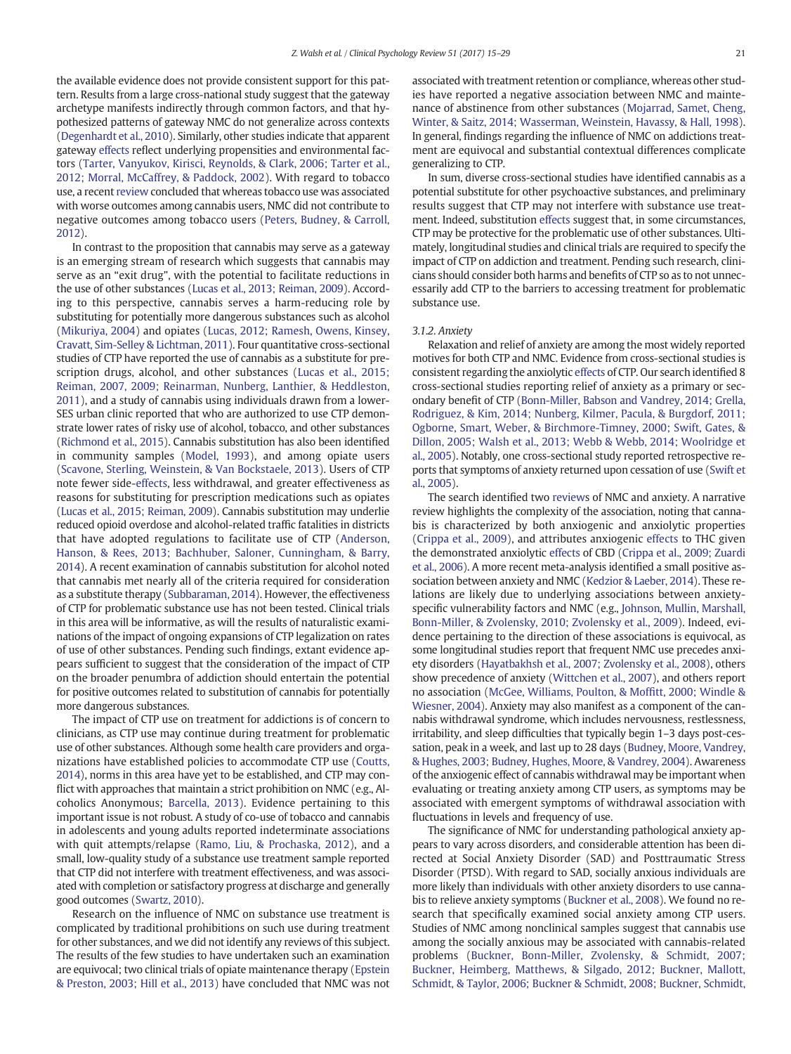the available evidence does not provide consistent support for this pattern. Results from a large cross-national study suggest that the gateway archetype manifests indirectly through common factors, and that hypothesized patterns of gateway NMC do not generalize across contexts (Degenhardt et al., 2010). Similarly, other studies indicate that apparent gateway effects reflect underlying propensities and environmental factors (Tarter, Vanyukov, Kirisci, Reynolds, & Clark, 2006; Tarter et al., 2012; Morral, McCaffrey, & Paddock, 2002). With regard to tobacco use, a recent review concluded that whereas tobacco use was associated with worse outcomes among cannabis users, NMC did not contribute to negative outcomes among tobacco users (Peters, Budney, & Carroll, 2012).

In contrast to the proposition that cannabis may serve as a gateway is an emerging stream of research which suggests that cannabis may serve as an "exit drug", with the potential to facilitate reductions in the use of other substances (Lucas et al., 2013; Reiman, 2009). According to this perspective, cannabis serves a harm-reducing role by substituting for potentially more dangerous substances such as alcohol (Mikuriya, 2004) and opiates (Lucas, 2012; Ramesh, Owens, Kinsey, Cravatt, Sim-Selley & Lichtman, 2011). Four quantitative cross-sectional studies of CTP have reported the use of cannabis as a substitute for prescription drugs, alcohol, and other substances (Lucas et al., 2015; Reiman, 2007, 2009; Reinarman, Nunberg, Lanthier, & Heddleston, 2011), and a study of cannabis using individuals drawn from a lower-SES urban clinic reported that who are authorized to use CTP demonstrate lower rates of risky use of alcohol, tobacco, and other substances (Richmond et al., 2015). Cannabis substitution has also been identified in community samples (Model, 1993), and among opiate users (Scavone, Sterling, Weinstein, & Van Bockstaele, 2013). Users of CTP note fewer side-effects, less withdrawal, and greater effectiveness as reasons for substituting for prescription medications such as opiates (Lucas et al., 2015; Reiman, 2009). Cannabis substitution may underlie reduced opioid overdose and alcohol-related traffic fatalities in districts that have adopted regulations to facilitate use of CTP (Anderson, Hanson, & Rees, 2013; Bachhuber, Saloner, Cunningham, & Barry, 2014). A recent examination of cannabis substitution for alcohol noted that cannabis met nearly all of the criteria required for consideration as a substitute therapy (Subbaraman, 2014). However, the effectiveness of CTP for problematic substance use has not been tested. Clinical trials in this area will be informative, as will the results of naturalistic examinations of the impact of ongoing expansions of CTP legalization on rates of use of other substances. Pending such findings, extant evidence appears sufficient to suggest that the consideration of the impact of CTP on the broader penumbra of addiction should entertain the potential for positive outcomes related to substitution of cannabis for potentially more dangerous substances.

The impact of CTP use on treatment for addictions is of concern to clinicians, as CTP use may continue during treatment for problematic use of other substances. Although some health care providers and organizations have established policies to accommodate CTP use (Coutts, 2014), norms in this area have yet to be established, and CTP may conflict with approaches that maintain a strict prohibition on NMC (e.g., Alcoholics Anonymous; Barcella, 2013). Evidence pertaining to this important issue is not robust. A study of co-use of tobacco and cannabis in adolescents and young adults reported indeterminate associations with quit attempts/relapse (Ramo, Liu, & Prochaska, 2012), and a small, low-quality study of a substance use treatment sample reported that CTP did not interfere with treatment effectiveness, and was associated with completion or satisfactory progress at discharge and generally good outcomes (Swartz, 2010).

Research on the influence of NMC on substance use treatment is complicated by traditional prohibitions on such use during treatment for other substances, and we did not identify any reviews of this subject. The results of the few studies to have undertaken such an examination are equivocal; two clinical trials of opiate maintenance therapy (Epstein & Preston, 2003; Hill et al., 2013) have concluded that NMC was not associated with treatment retention or compliance, whereas other studies have reported a negative association between NMC and maintenance of abstinence from other substances (Mojarrad, Samet, Cheng, Winter, & Saitz, 2014; Wasserman, Weinstein, Havassy, & Hall, 1998). In general, findings regarding the influence of NMC on addictions treatment are equivocal and substantial contextual differences complicate generalizing to CTP.

In sum, diverse cross-sectional studies have identified cannabis as a potential substitute for other psychoactive substances, and preliminary results suggest that CTP may not interfere with substance use treatment. Indeed, substitution effects suggest that, in some circumstances, CTP may be protective for the problematic use of other substances. Ultimately, longitudinal studies and clinical trials are required to specify the impact of CTP on addiction and treatment. Pending such research, clinicians should consider both harms and benefits of CTP so as to not unnecessarily add CTP to the barriers to accessing treatment for problematic substance use.

### 3.1.2. Anxiety

Relaxation and relief of anxiety are among the most widely reported motives for both CTP and NMC. Evidence from cross-sectional studies is consistent regarding the anxiolytic effects of CTP. Our search identified 8 cross-sectional studies reporting relief of anxiety as a primary or secondary benefit of CTP (Bonn-Miller, Babson and Vandrey, 2014; Grella, Rodriguez, & Kim, 2014; Nunberg, Kilmer, Pacula, & Burgdorf, 2011; Ogborne, Smart, Weber, & Birchmore-Timney, 2000; Swift, Gates, & Dillon, 2005; Walsh et al., 2013; Webb & Webb, 2014; Woolridge et al., 2005). Notably, one cross-sectional study reported retrospective reports that symptoms of anxiety returned upon cessation of use (Swift et al., 2005).

The search identified two reviews of NMC and anxiety. A narrative review highlights the complexity of the association, noting that cannabis is characterized by both anxiogenic and anxiolytic properties (Crippa et al., 2009), and attributes anxiogenic effects to THC given the demonstrated anxiolytic effects of CBD (Crippa et al., 2009; Zuardi et al., 2006). A more recent meta-analysis identified a small positive association between anxiety and NMC (Kedzior & Laeber, 2014). These relations are likely due to underlying associations between anxiety-specific vulnerability factors and NMC (e.g., Johnson, Mullin, Marshall, Bonn-Miller, & Zvolensky, 2010; Zvolensky et al., 2009). Indeed, evidence pertaining to the direction of these associations is equivocal, as some longitudinal studies report that frequent NMC use precedes anxiety disorders (Hayatbakhsh et al., 2007; Zvolensky et al., 2008), others show precedence of anxiety (Wittchen et al., 2007), and others report no association (McGee, Williams, Poulton, & Moffitt, 2000; Windle & Wiesner, 2004). Anxiety may also manifest as a component of the cannabis withdrawal syndrome, which includes nervousness, restlessness, irritability, and sleep difficulties that typically begin 1–3 days post-cessation, peak in a week, and last up to 28 days (Budney, Moore, Vandrey, & Hughes, 2003; Budney, Hughes, Moore, & Vandrey, 2004). Awareness of the anxiogenic effect of cannabis withdrawal may be important when evaluating or treating anxiety among CTP users, as symptoms may be associated with emergent symptoms of withdrawal association with fluctuations in levels and frequency of use.

The significance of NMC for understanding pathological anxiety appears to vary across disorders, and considerable attention has been directed at Social Anxiety Disorder (SAD) and Posttraumatic Stress Disorder (PTSD). With regard to SAD, socially anxious individuals are more likely than individuals with other anxiety disorders to use cannabis to relieve anxiety symptoms (Buckner et al., 2008). We found no research that specifically examined social anxiety among CTP users. Studies of NMC among nonclinical samples suggest that cannabis use among the socially anxious may be associated with cannabis-related problems (Buckner, Bonn-Miller, Zvolensky, & Schmidt, 2007; Buckner, Heimberg, Matthews, & Silgado, 2012; Buckner, Mallott, Schmidt, & Taylor, 2006; Buckner & Schmidt, 2008; Buckner, Schmidt,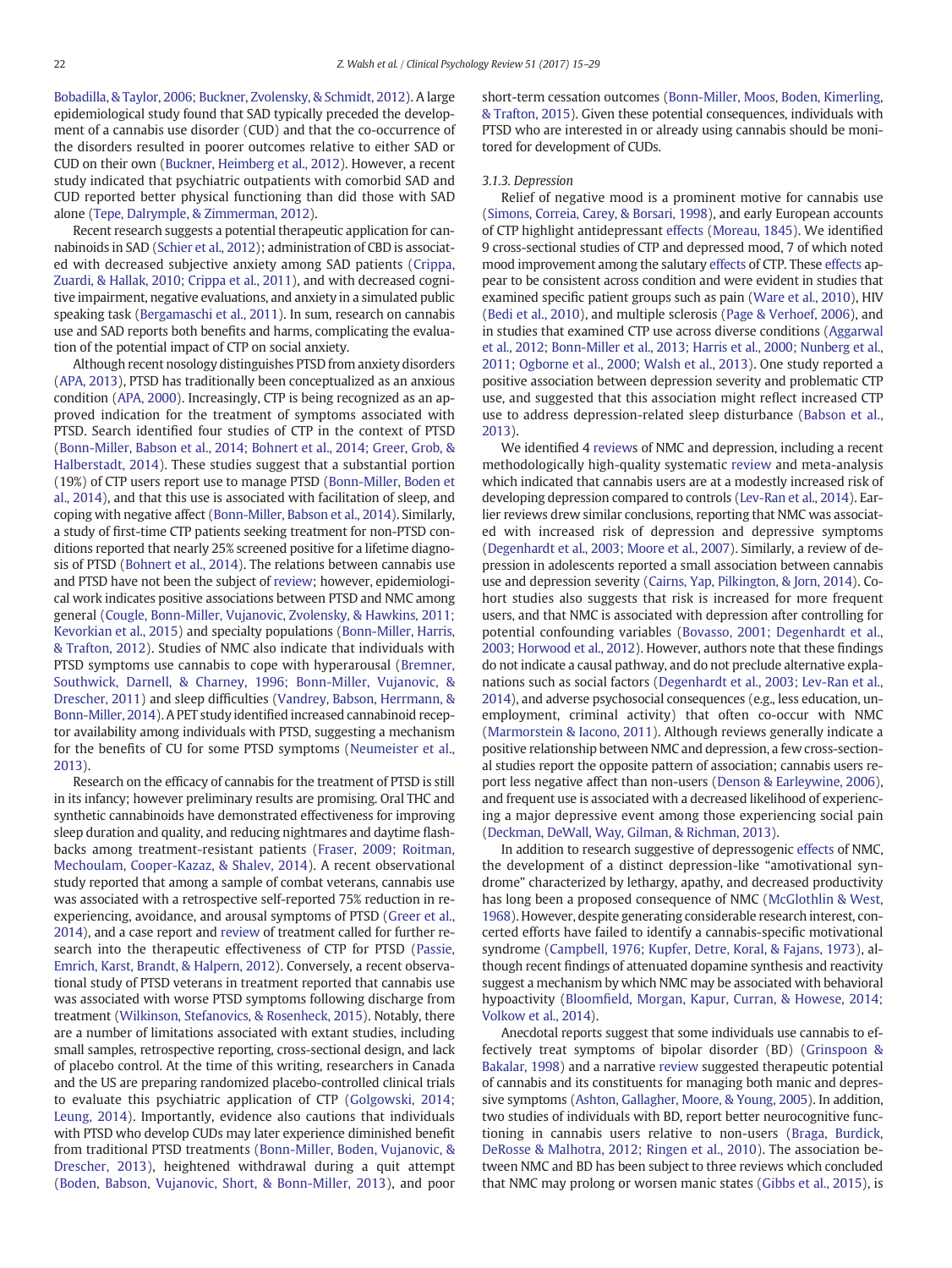Bobadilla, & Taylor, 2006; Buckner, Zvolensky, & Schmidt, 2012). A large epidemiological study found that SAD typically preceded the development of a cannabis use disorder (CUD) and that the co-occurrence of the disorders resulted in poorer outcomes relative to either SAD or CUD on their own (Buckner, Heimberg et al., 2012). However, a recent study indicated that psychiatric outpatients with comorbid SAD and CUD reported better physical functioning than did those with SAD alone (Tepe, Dalrymple, & Zimmerman, 2012).

Recent research suggests a potential therapeutic application for cannabinoids in SAD (Schier et al., 2012); administration of CBD is associated with decreased subjective anxiety among SAD patients (Crippa, Zuardi, & Hallak, 2010; Crippa et al., 2011), and with decreased cognitive impairment, negative evaluations, and anxiety in a simulated public speaking task (Bergamaschi et al., 2011). In sum, research on cannabis use and SAD reports both benefits and harms, complicating the evaluation of the potential impact of CTP on social anxiety.

Although recent nosology distinguishes PTSD from anxiety disorders (APA, 2013), PTSD has traditionally been conceptualized as an anxious condition (APA, 2000). Increasingly, CTP is being recognized as an approved indication for the treatment of symptoms associated with PTSD. Search identified four studies of CTP in the context of PTSD (Bonn-Miller, Babson et al., 2014; Bohnert et al., 2014; Greer, Grob, & Halberstadt, 2014). These studies suggest that a substantial portion (19%) of CTP users report use to manage PTSD (Bonn-Miller, Boden et al., 2014), and that this use is associated with facilitation of sleep, and coping with negative affect (Bonn-Miller, Babson et al., 2014). Similarly, a study of first-time CTP patients seeking treatment for non-PTSD conditions reported that nearly 25% screened positive for a lifetime diagnosis of PTSD (Bohnert et al., 2014). The relations between cannabis use and PTSD have not been the subject of review; however, epidemiological work indicates positive associations between PTSD and NMC among general (Cougle, Bonn-Miller, Vujanovic, Zvolensky, & Hawkins, 2011; Kevorkian et al., 2015) and specialty populations (Bonn-Miller, Harris, & Trafton, 2012). Studies of NMC also indicate that individuals with PTSD symptoms use cannabis to cope with hyperarousal (Bremner, Southwick, Darnell, & Charney, 1996; Bonn-Miller, Vujanovic, & Drescher, 2011) and sleep difficulties (Vandrey, Babson, Herrmann, & Bonn-Miller, 2014). A PET study identified increased cannabinoid receptor availability among individuals with PTSD, suggesting a mechanism for the benefits of CU for some PTSD symptoms (Neumeister et al., 2013).

Research on the efficacy of cannabis for the treatment of PTSD is still in its infancy; however preliminary results are promising. Oral THC and synthetic cannabinoids have demonstrated effectiveness for improving sleep duration and quality, and reducing nightmares and daytime flashbacks among treatment-resistant patients (Fraser, 2009; Roitman, Mechoulam, Cooper-Kazaz, & Shalev, 2014). A recent observational study reported that among a sample of combat veterans, cannabis use was associated with a retrospective self-reported 75% reduction in re-experiencing, avoidance, and arousal symptoms of PTSD (Greer et al., 2014), and a case report and review of treatment called for further research into the therapeutic effectiveness of CTP for PTSD (Passie, Emrich, Karst, Brandt, & Halpern, 2012). Conversely, a recent observational study of PTSD veterans in treatment reported that cannabis use was associated with worse PTSD symptoms following discharge from treatment (Wilkinson, Stefanovics, & Rosenheck, 2015). Notably, there are a number of limitations associated with extant studies, including small samples, retrospective reporting, cross-sectional design, and lack of placebo control. At the time of this writing, researchers in Canada and the US are preparing randomized placebo-controlled clinical trials to evaluate this psychiatric application of CTP (Golgowski, 2014; Leung, 2014). Importantly, evidence also cautions that individuals with PTSD who develop CUDs may later experience diminished benefit from traditional PTSD treatments (Bonn-Miller, Boden, Vujanovic, & Drescher, 2013), heightened withdrawal during a quit attempt (Boden, Babson, Vujanovic, Short, & Bonn-Miller, 2013), and poor short-term cessation outcomes (Bonn-Miller, Moos, Boden, Kimerling, & Trafton, 2015). Given these potential consequences, individuals with PTSD who are interested in or already using cannabis should be monitored for development of CUDs.

### 3.1.3. Depression

Relief of negative mood is a prominent motive for cannabis use (Simons, Correia, Carey, & Borsari, 1998), and early European accounts of CTP highlight antidepressant effects (Moreau, 1845). We identified 9 cross-sectional studies of CTP and depressed mood, 7 of which noted mood improvement among the salutary effects of CTP. These effects appear to be consistent across condition and were evident in studies that examined specific patient groups such as pain (Ware et al., 2010), HIV (Bedi et al., 2010), and multiple sclerosis (Page & Verhoef, 2006), and in studies that examined CTP use across diverse conditions (Aggarwal et al., 2012; Bonn-Miller et al., 2013; Harris et al., 2000; Nunberg et al., 2011; Ogborne et al., 2000; Walsh et al., 2013). One study reported a positive association between depression severity and problematic CTP use, and suggested that this association might reflect increased CTP use to address depression-related sleep disturbance (Babson et al., 2013).

We identified 4 reviews of NMC and depression, including a recent methodologically high-quality systematic review and meta-analysis which indicated that cannabis users are at a modestly increased risk of developing depression compared to controls (Lev-Ran et al., 2014). Earlier reviews drew similar conclusions, reporting that NMC was associated with increased risk of depression and depressive symptoms (Degenhardt et al., 2003; Moore et al., 2007). Similarly, a review of depression in adolescents reported a small association between cannabis use and depression severity (Cairns, Yap, Pilkington, & Jorn, 2014). Cohort studies also suggest that risk is increased for more frequent users, and that NMC is associated with depression after controlling for potential confounding variables (Bovasso, 2001; Degenhardt et al., 2003; Horwood et al., 2012). However, authors note that these findings do not indicate a causal pathway, and do not preclude alternative explanations such as social factors (Degenhardt et al., 2003; Lev-Ran et al., 2014), and adverse psychosocial consequences (e.g., less education, unemployment, criminal activity) that often co-occur with NMC (Marmorstein & Iacono, 2011). Although reviews generally indicate a positive relationship between NMC and depression, a few cross-sectional studies report the opposite pattern of association; cannabis users report less negative affect than non-users (Denson & Earleywine, 2006), and frequent use is associated with a decreased likelihood of experiencing a major depressive event among those experiencing social pain (Deckman, DeWall, Way, Gilman, & Richman, 2013).

In addition to research suggestive of depressogenic effects of NMC, the development of a distinct depression-like "amotivational syndrome" characterized by lethargy, apathy, and decreased productivity has long been a proposed consequence of NMC (McGlothlin & West, 1968). However, despite generating considerable research interest, concerted efforts have failed to identify a cannabis-specific motivational syndrome (Campbell, 1976; Kupfer, Detre, Koral, & Fajans, 1973), although recent findings of attenuated dopamine synthesis and reactivity suggest a mechanism by which NMC may be associated with behavioral hypoactivity (Bloomfield, Morgan, Kapur, Curran, & Howese, 2014; Volkow et al., 2014).

Anecdotal reports suggest that some individuals use cannabis to effectively treat symptoms of bipolar disorder (BD) (Grinspoon & Bakalar, 1998) and a narrative review suggested therapeutic potential of cannabis and its constituents for managing both manic and depressive symptoms (Ashton, Gallagher, Moore, & Young, 2005). In addition, two studies of individuals with BD, report better neurocognitive functioning in cannabis users relative to non-users (Braga, Burdick, DeRosse & Malhotra, 2012; Ringen et al., 2010). The association between NMC and BD has been subject to three reviews which concluded that NMC may prolong or worsen manic states (Gibbs et al., 2015), is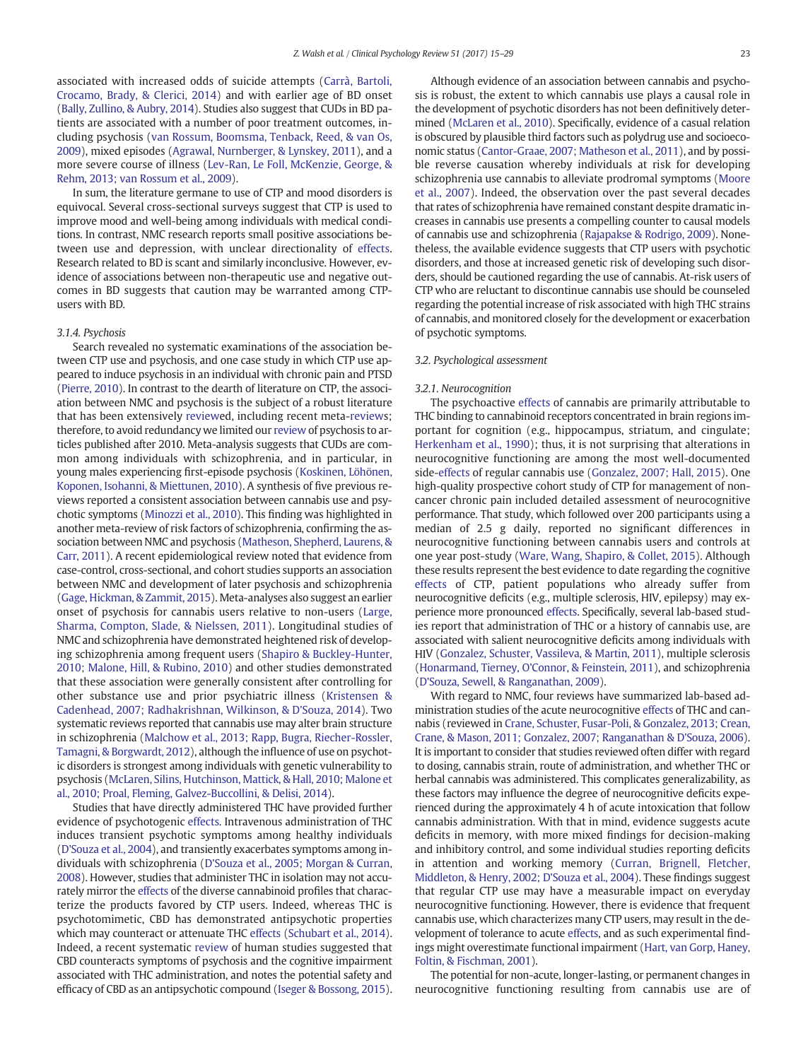associated with increased odds of suicide attempts (Carrà, Bartoli, Crocamo, Brady, & Clerici, 2014) and with earlier age of BD onset (Bally, Zullino, & Aubry, 2014). Studies also suggest that CUDs in BD patients are associated with a number of poor treatment outcomes, including psychosis (van Rossum, Boomsma, Tenback, Reed, & van Os, 2009), mixed episodes (Agrawal, Nurnberger, & Lynskey, 2011), and a more severe course of illness (Lev-Ran, Le Foll, McKenzie, George, & Rehm, 2013; van Rossum et al., 2009).

In sum, the literature germane to use of CTP and mood disorders is equivocal. Several cross-sectional surveys suggest that CTP is used to improve mood and well-being among individuals with medical conditions. In contrast, NMC research reports small positive associations between use and depression, with unclear directionality of effects. Research related to BD is scant and similarly inconclusive. However, evidence of associations between non-therapeutic use and negative outcomes in BD suggests that caution may be warranted among CTP-users with BD.

#### 3.1.4. Psychosis

Search revealed no systematic examinations of the association between CTP use and psychosis, and one case study in which CTP use appeared to induce psychosis in an individual with chronic pain and PTSD (Pierre, 2010). In contrast to the dearth of literature on CTP, the association between NMC and psychosis is the subject of a robust literature that has been extensively reviewed, including recent meta-reviews; therefore, to avoid redundancy we limited our review of psychosis to articles published after 2010. Meta-analysis suggests that CUDs are common among individuals with schizophrenia, and in particular, in young males experiencing first-episode psychosis (Koskinen, Löhönen, Koponen, Isohanni, & Miettunen, 2010). A synthesis of five previous reviews reported a consistent association between cannabis use and psychotic symptoms (Minozzi et al., 2010). This finding was highlighted in another meta-review of risk factors of schizophrenia, confirming the association between NMC and psychosis (Matheson, Shepherd, Laurens, & Carr, 2011). A recent epidemiological review noted that evidence from case-control, cross-sectional, and cohort studies supports an association between NMC and development of later psychosis and schizophrenia (Gage, Hickman, & Zammit, 2015). Meta-analyses also suggest an earlier onset of psychosis for cannabis users relative to non-users (Large, Sharma, Compton, Slade, & Nielssen, 2011). Longitudinal studies of NMC and schizophrenia have demonstrated heightened risk of developing schizophrenia among frequent users (Shapiro & Buckley-Hunter, 2010; Malone, Hill, & Rubino, 2010) and other studies demonstrated that these association were generally consistent after controlling for other substance use and prior psychiatric illness (Kristensen & Cadenhead, 2007; Radhakrishnan, Wilkinson, & D'Souza, 2014). Two systematic reviews reported that cannabis use may alter brain structure in schizophrenia (Malchow et al., 2013; Rapp, Bugra, Riecher-Rossler, Tamagni, & Borgwardt, 2012), although the influence of use on psychotic disorders is strongest among individuals with genetic vulnerability to psychosis (McLaren, Silins, Hutchinson, Mattick, & Hall, 2010; Malone et al., 2010; Proal, Fleming, Galvez-Buccollini, & Delisi, 2014).

Studies that have directly administered THC have provided further evidence of psychotogenic effects. Intravenous administration of THC induces transient psychotic symptoms among healthy individuals (D'Souza et al., 2004), and transiently exacerbates symptoms among individuals with schizophrenia (D'Souza et al., 2005; Morgan & Curran, 2008). However, studies that administer THC in isolation may not accurately mirror the effects of the diverse cannabinoid profiles that characterize the products favored by CTP users. Indeed, whereas THC is psychotomimetic, CBD has demonstrated antipsychotic properties which may counteract or attenuate THC effects (Schubart et al., 2014). Indeed, a recent systematic review of human studies suggested that CBD counteracts symptoms of psychosis and the cognitive impairment associated with THC administration, and notes the potential safety and efficacy of CBD as an antipsychotic compound (Iseger & Bossong, 2015).

Although evidence of an association between cannabis and psychosis is robust, the extent to which cannabis use plays a causal role in the development of psychotic disorders has not been definitively determined (McLaren et al., 2010). Specifically, evidence of a causal relation is obscured by plausible third factors such as polydrug use and socioeconomic status (Cantor-Graae, 2007; Matheson et al., 2011), and by possible reverse causation whereby individuals at risk for developing schizophrenia use cannabis to alleviate prodromal symptoms (Moore et al., 2007). Indeed, the observation over the past several decades that rates of schizophrenia have remained constant despite dramatic increases in cannabis use presents a compelling counter to causal models of cannabis use and schizophrenia (Rajapakse & Rodrigo, 2009). Nonetheless, the available evidence suggests that CTP users with psychotic disorders, and those at increased genetic risk of developing such disorders, should be cautioned regarding the use of cannabis. At-risk users of CTP who are reluctant to discontinue cannabis use should be counseled regarding the potential increase of risk associated with high THC strains of cannabis, and monitored closely for the development or exacerbation of psychotic symptoms.

### 3.2. Psychological assessment

#### 3.2.1. Neurocognition

The psychoactive effects of cannabis are primarily attributable to THC binding to cannabinoid receptors concentrated in brain regions important for cognition (e.g., hippocampus, striatum, and cingulate; Herkenham et al., 1990); thus, it is not surprising that alterations in neurocognitive functioning are among the most well-documented side-effects of regular cannabis use (Gonzalez, 2007; Hall, 2015). One high-quality prospective cohort study of CTP for management of non-cancer chronic pain included detailed assessment of neurocognitive performance. That study, which followed over 200 participants using a median of 2.5 g daily, reported no significant differences in neurocognitive functioning between cannabis users and controls at one year post-study (Ware, Wang, Shapiro, & Collet, 2015). Although these results represent the best evidence to date regarding the cognitive effects of CTP, patient populations who already suffer from neurocognitive deficits (e.g., multiple sclerosis, HIV, epilepsy) may experience more pronounced effects. Specifically, several lab-based studies report that administration of THC or a history of cannabis use, are associated with salient neurocognitive deficits among individuals with HIV (Gonzalez, Schuster, Vassileva, & Martin, 2011), multiple sclerosis (Honarmand, Tierney, O'Connor, & Feinstein, 2011), and schizophrenia (D'Souza, Sewell, & Ranganathan, 2009).

With regard to NMC, four reviews have summarized lab-based administration studies of the acute neurocognitive effects of THC and cannabis (reviewed in Crane, Schuster, Fusar-Poli, & Gonzalez, 2013; Crean, Crane, & Mason, 2011; Gonzalez, 2007; Ranganathan & D'Souza, 2006). It is important to consider that studies reviewed often differ with regard to dosing, cannabis strain, route of administration, and whether THC or herbal cannabis was administered. This complicates generalizability, as these factors may influence the degree of neurocognitive deficits experienced during the approximately 4 h of acute intoxication that follow cannabis administration. With that in mind, evidence suggests acute deficits in memory, with more mixed findings for decision-making and inhibitory control, and some individual studies reporting deficits in attention and working memory (Curran, Brignell, Fletcher, Middleton, & Henry, 2002; D'Souza et al., 2004). These findings suggest that regular CTP use may have a measurable impact on everyday neurocognitive functioning. However, there is evidence that frequent cannabis use, which characterizes many CTP users, may result in the development of tolerance to acute effects, and as such experimental findings might overestimate functional impairment (Hart, van Gorp, Haney, Foltin, & Fischman, 2001).

The potential for non-acute, longer-lasting, or permanent changes in neurocognitive functioning resulting from cannabis use are of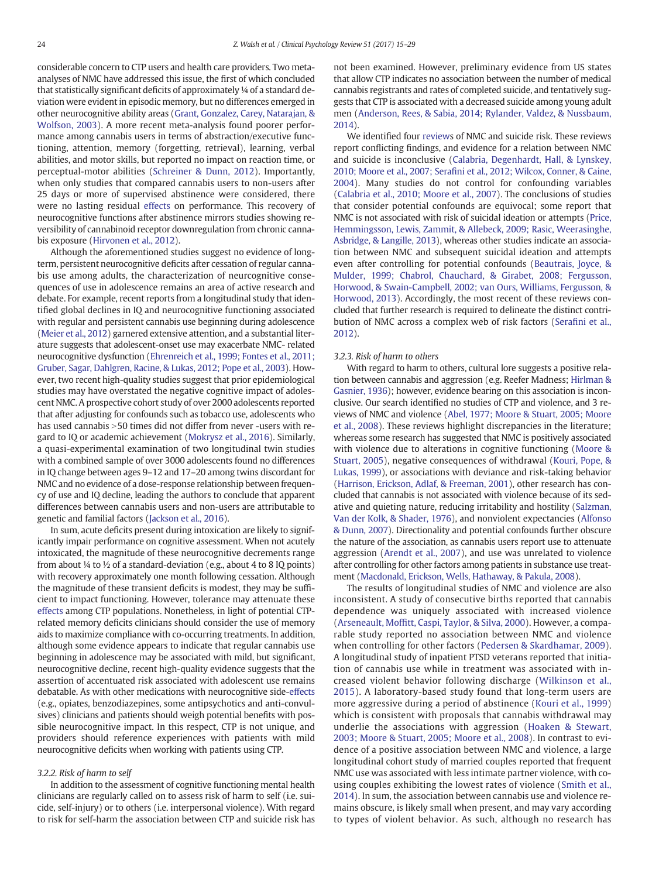considerable concern to CTP users and health care providers. Two meta-analyses of NMC have addressed this issue, the first of which concluded that statistically significant deficits of approximately ¼ of a standard deviation were evident in episodic memory, but no differences emerged in other neurocognitive ability areas (Grant, Gonzalez, Carey, Natarajan, & Wolfson, 2003). A more recent meta-analysis found poorer performance among cannabis users in terms of abstraction/executive functioning, attention, memory (forgetting, retrieval), learning, verbal abilities, and motor skills, but reported no impact on reaction time, or perceptual-motor abilities (Schreiner & Dunn, 2012). Importantly, when only studies that compared cannabis users to non-users after 25 days or more of supervised abstinence were considered, there were no lasting residual effects on performance. This recovery of neurocognitive functions after abstinence mirrors studies showing reversibility of cannabinoid receptor downregulation from chronic cannabis exposure (Hirvonen et al., 2012).

Although the aforementioned studies suggest no evidence of long-term, persistent neurocognitive deficits after cessation of regular cannabis use among adults, the characterization of neurcognitive consequences of use in adolescence remains an area of active research and debate. For example, recent reports from a longitudinal study that identified global declines in IQ and neurocognitive functioning associated with regular and persistent cannabis use beginning during adolescence (Meier et al., 2012) garnered extensive attention, and a substantial literature suggests that adolescent-onset use may exacerbate NMC- related neurocognitive dysfunction (Ehrenreich et al., 1999; Fontes et al., 2011; Gruber, Sagar, Dahlgren, Racine, & Lukas, 2012; Pope et al., 2003). However, two recent high-quality studies suggest that prior epidemiological studies may have overstated the negative cognitive impact of adolescent NMC. A prospective cohort study of over 2000 adolescents reported that after adjusting for confounds such as tobacco use, adolescents who has used cannabis >50 times did not differ from never -users with regard to IQ or academic achievement (Mokrysz et al., 2016). Similarly, a quasi-experimental examination of two longitudinal twin studies with a combined sample of over 3000 adolescents found no differences in IQ change between ages 9–12 and 17–20 among twins discordant for NMC and no evidence of a dose-response relationship between frequency of use and IQ decline, leading the authors to conclude that apparent differences between cannabis users and non-users are attributable to genetic and familial factors (Jackson et al., 2016).

In sum, acute deficits present during intoxication are likely to significantly impair performance on cognitive assessment. When not acutely intoxicated, the magnitude of these neurocognitive decrements range from about ¼ to ½ of a standard-deviation (e.g., about 4 to 8 IQ points) with recovery approximately one month following cessation. Although the magnitude of these transient deficits is modest, they may be sufficient to impact functioning. However, tolerance may attenuate these effects among CTP populations. Nonetheless, in light of potential CTP-related memory deficits clinicians should consider the use of memory aids to maximize compliance with co-occurring treatments. In addition, although some evidence appears to indicate that regular cannabis use beginning in adolescence may be associated with mild, but significant, neurocognitive decline, recent high-quality evidence suggests that the assertion of accentuated risk associated with adolescent use remains debatable. As with other medications with neurocognitive side-effects (e.g., opiates, benzodiazepines, some antipsychotics and anti-convulsives) clinicians and patients should weigh potential benefits with possible neurocognitive impact. In this respect, CTP is not unique, and providers should reference experiences with patients with mild neurocognitive deficits when working with patients using CTP.

### 3.2.2. Risk of harm to self

In addition to the assessment of cognitive functioning mental health clinicians are regularly called on to assess risk of harm to self (i.e. suicide, self-injury) or to others (i.e. interpersonal violence). With regard to risk for self-harm the association between CTP and suicide risk has not been examined. However, preliminary evidence from US states that allow CTP indicates no association between the number of medical cannabis registrants and rates of completed suicide, and tentatively suggests that CTP is associated with a decreased suicide among young adult men (Anderson, Rees, & Sabia, 2014; Rylander, Valdez, & Nussbaum, 2014).

We identified four reviews of NMC and suicide risk. These reviews report conflicting findings, and evidence for a relation between NMC and suicide is inconclusive (Calabria, Degenhardt, Hall, & Lynskey, 2010; Moore et al., 2007; Serafini et al., 2012; Wilcox, Conner, & Caine, 2004). Many studies do not control for confounding variables (Calabria et al., 2010; Moore et al., 2007). The conclusions of studies that consider potential confounds are equivocal; some report that NMC is not associated with risk of suicidal ideation or attempts (Price, Hemmingsson, Lewis, Zammit, & Allebeck, 2009; Rasic, Weerasinghe, Asbridge, & Langille, 2013), whereas other studies indicate an association between NMC and subsequent suicidal ideation and attempts even after controlling for potential confounds (Beautrais, Joyce, & Mulder, 1999; Chabrol, Chauchard, & Girabet, 2008; Fergusson, Horwood, & Swain-Campbell, 2002; van Ours, Williams, Fergusson, & Horwood, 2013). Accordingly, the most recent of these reviews concluded that further research is required to delineate the distinct contribution of NMC across a complex web of risk factors (Serafini et al., 2012).

### 3.2.3. Risk of harm to others

With regard to harm to others, cultural lore suggests a positive relation between cannabis and aggression (e.g. Reefer Madness; Hirlman & Gasnier, 1936); however, evidence bearing on this association is inconclusive. Our search identified no studies of CTP and violence, and 3 reviews of NMC and violence (Abel, 1977; Moore & Stuart, 2005; Moore et al., 2008). These reviews highlight discrepancies in the literature; whereas some research has suggested that NMC is positively associated with violence due to alterations in cognitive functioning (Moore & Stuart, 2005), negative consequences of withdrawal (Kouri, Pope, & Lukas, 1999), or associations with deviance and risk-taking behavior (Harrison, Erickson, Adlaf, & Freeman, 2001), other research has concluded that cannabis is not associated with violence because of its sedative and quieting nature, reducing irritability and hostility (Salzman, Van der Kolk, & Shader, 1976), and nonviolent expectancies (Alfonso & Dunn, 2007). Directionality and potential confounds further obscure the nature of the association, as cannabis users report use to attenuate aggression (Arendt et al., 2007), and use was unrelated to violence after controlling for other factors among patients in substance use treatment (Macdonald, Erickson, Wells, Hathaway, & Pakula, 2008).

The results of longitudinal studies of NMC and violence are also inconsistent. A study of consecutive births reported that cannabis dependence was uniquely associated with increased violence (Arseneault, Moffitt, Caspi, Taylor, & Silva, 2000). However, a comparable study reported no association between NMC and violence when controlling for other factors (Pedersen & Skardhamar, 2009). A longitudinal study of inpatient PTSD veterans reported that initiation of cannabis use while in treatment was associated with increased violent behavior following discharge (Wilkinson et al., 2015). A laboratory-based study found that long-term users are more aggressive during a period of abstinence (Kouri et al., 1999) which is consistent with proposals that cannabis withdrawal may underlie the associations with aggression (Hoaken & Stewart, 2003; Moore & Stuart, 2005; Moore et al., 2008). In contrast to evidence of a positive association between NMC and violence, a large longitudinal cohort study of married couples reported that frequent NMC use was associated with less intimate partner violence, with co-using couples exhibiting the lowest rates of violence (Smith et al., 2014). In sum, the association between cannabis use and violence remains obscure, is likely small when present, and may vary according to types of violent behavior. As such, although no research has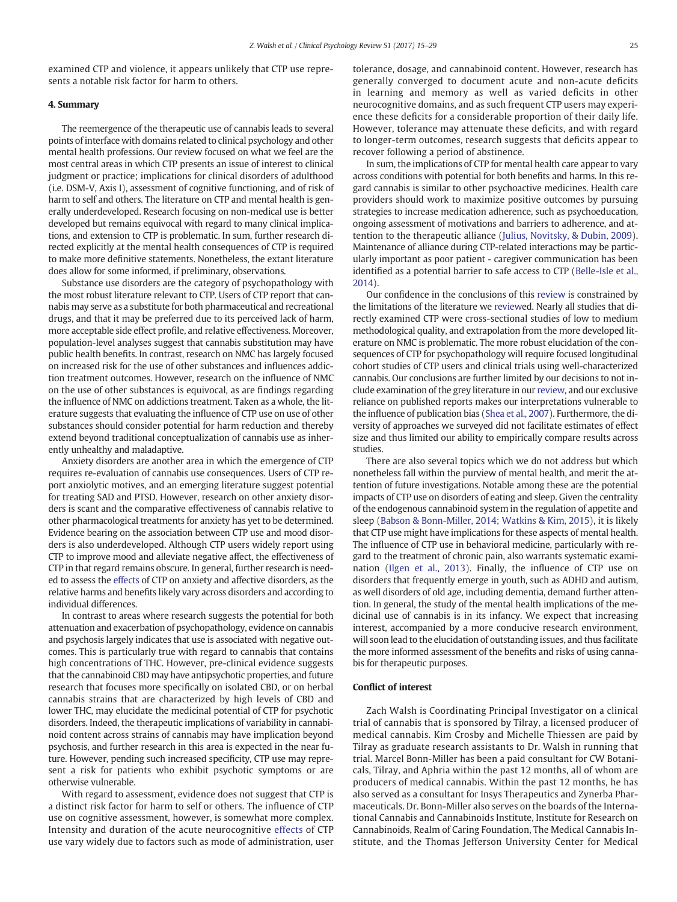examined CTP and violence, it appears unlikely that CTP use represents a notable risk factor for harm to others.

## 4. Summary

The reemergence of the therapeutic use of cannabis leads to several points of interface with domains related to clinical psychology and other mental health professions. Our review focused on what we feel are the most central areas in which CTP presents an issue of interest to clinical judgment or practice; implications for clinical disorders of adulthood (i.e. DSM-V, Axis I), assessment of cognitive functioning, and of risk of harm to self and others. The literature on CTP and mental health is generally underdeveloped. Research focusing on non-medical use is better developed but remains equivocal with regard to many clinical implications, and extension to CTP is problematic. In sum, further research directed explicitly at the mental health consequences of CTP is required to make more definitive statements. Nonetheless, the extant literature does allow for some informed, if preliminary, observations.

Substance use disorders are the category of psychopathology with the most robust literature relevant to CTP. Users of CTP report that cannabis may serve as a substitute for both pharmaceutical and recreational drugs, and that it may be preferred due to its perceived lack of harm, more acceptable side effect profile, and relative effectiveness. Moreover, population-level analyses suggest that cannabis substitution may have public health benefits. In contrast, research on NMC has largely focused on increased risk for the use of other substances and influences addiction treatment outcomes. However, research on the influence of NMC on the use of other substances is equivocal, as are findings regarding the influence of NMC on addictions treatment. Taken as a whole, the literature suggests that evaluating the influence of CTP use on use of other substances should consider potential for harm reduction and thereby extend beyond traditional conceptualization of cannabis use as inherently unhealthy and maladaptive.

Anxiety disorders are another area in which the emergence of CTP requires re-evaluation of cannabis use consequences. Users of CTP report anxiolytic motives, and an emerging literature suggest potential for treating SAD and PTSD. However, research on other anxiety disorders is scant and the comparative effectiveness of cannabis relative to other pharmacological treatments for anxiety has yet to be determined. Evidence bearing on the association between CTP use and mood disorders is also underdeveloped. Although CTP users widely report using CTP to improve mood and alleviate negative affect, the effectiveness of CTP in that regard remains obscure. In general, further research is needed to assess the effects of CTP on anxiety and affective disorders, as the relative harms and benefits likely vary across disorders and according to individual differences.

In contrast to areas where research suggests the potential for both attenuation and exacerbation of psychopathology, evidence on cannabis and psychosis largely indicates that use is associated with negative outcomes. This is particularly true with regard to cannabis that contains high concentrations of THC. However, pre-clinical evidence suggests that the cannabinoid CBD may have antipsychotic properties, and future research that focuses more specifically on isolated CBD, or on herbal cannabis strains that are characterized by high levels of CBD and lower THC, may elucidate the medicinal potential of CTP for psychotic disorders. Indeed, the therapeutic implications of variability in cannabinoid content across strains of cannabis may have implication beyond psychosis, and further research in this area is expected in the near future. However, pending such increased specificity, CTP use may represent a risk for patients who exhibit psychotic symptoms or are otherwise vulnerable.

With regard to assessment, evidence does not suggest that CTP is a distinct risk factor for harm to self or others. The influence of CTP use on cognitive assessment, however, is somewhat more complex. Intensity and duration of the acute neurocognitive effects of CTP use vary widely due to factors such as mode of administration, user tolerance, dosage, and cannabinoid content. However, research has generally converged to document acute and non-acute deficits in learning and memory as well as varied deficits in other neurocognitive domains, and as such frequent CTP users may experience these deficits for a considerable proportion of their daily life. However, tolerance may attenuate these deficits, and with regard to longer-term outcomes, research suggests that deficits appear to recover following a period of abstinence.

In sum, the implications of CTP for mental health care appear to vary across conditions with potential for both benefits and harms. In this regard cannabis is similar to other psychoactive medicines. Health care providers should work to maximize positive outcomes by pursuing strategies to increase medication adherence, such as psychoeducation, ongoing assessment of motivations and barriers to adherence, and attention to the therapeutic alliance (Julius, Novitsky, & Dubin, 2009). Maintenance of alliance during CTP-related interactions may be particularly important as poor patient - caregiver communication has been identified as a potential barrier to safe access to CTP (Belle-Isle et al., 2014).

Our confidence in the conclusions of this review is constrained by the limitations of the literature we reviewed. Nearly all studies that directly examined CTP were cross-sectional studies of low to medium methodological quality, and extrapolation from the more developed literature on NMC is problematic. The more robust elucidation of the consequences of CTP for psychopathology will require focused longitudinal cohort studies of CTP users and clinical trials using well-characterized cannabis. Our conclusions are further limited by our decisions to not include examination of the grey literature in our review, and our exclusive reliance on published reports makes our interpretations vulnerable to the influence of publication bias (Shea et al., 2007). Furthermore, the diversity of approaches we surveyed did not facilitate estimates of effect size and thus limited our ability to empirically compare results across studies.

There are also several topics which we do not address but which nonetheless fall within the purview of mental health, and merit the attention of future investigations. Notable among these are the potential impacts of CTP use on disorders of eating and sleep. Given the centrality of the endogenous cannabinoid system in the regulation of appetite and sleep (Babson & Bonn-Miller, 2014; Watkins & Kim, 2015), it is likely that CTP use might have implications for these aspects of mental health. The influence of CTP use in behavioral medicine, particularly with regard to the treatment of chronic pain, also warrants systematic examination (Ilgen et al., 2013). Finally, the influence of CTP use on disorders that frequently emerge in youth, such as ADHD and autism, as well disorders of old age, including dementia, demand further attention. In general, the study of the mental health implications of the medicinal use of cannabis is in its infancy. We expect that increasing interest, accompanied by a more conducive research environment, will soon lead to the elucidation of outstanding issues, and thus facilitate the more informed assessment of the benefits and risks of using cannabis for therapeutic purposes.

## Conflict of interest

Zach Walsh is Coordinating Principal Investigator on a clinical trial of cannabis that is sponsored by Tilray, a licensed producer of medical cannabis. Kim Crosby and Michelle Thiessen are paid by Tilray as graduate research assistants to Dr. Walsh in running that trial. Marcel Bonn-Miller has been a paid consultant for CW Botanicals, Tilray, and Aphria within the past 12 months, all of whom are producers of medical cannabis. Within the past 12 months, he has also served as a consultant for Insys Therapeutics and Zynerba Pharmaceuticals. Dr. Bonn-Miller also serves on the boards of the International Cannabis and Cannabinoids Institute, Institute for Research on Cannabinoids, Realm of Caring Foundation, The Medical Cannabis Institute, and the Thomas Jefferson University Center for Medical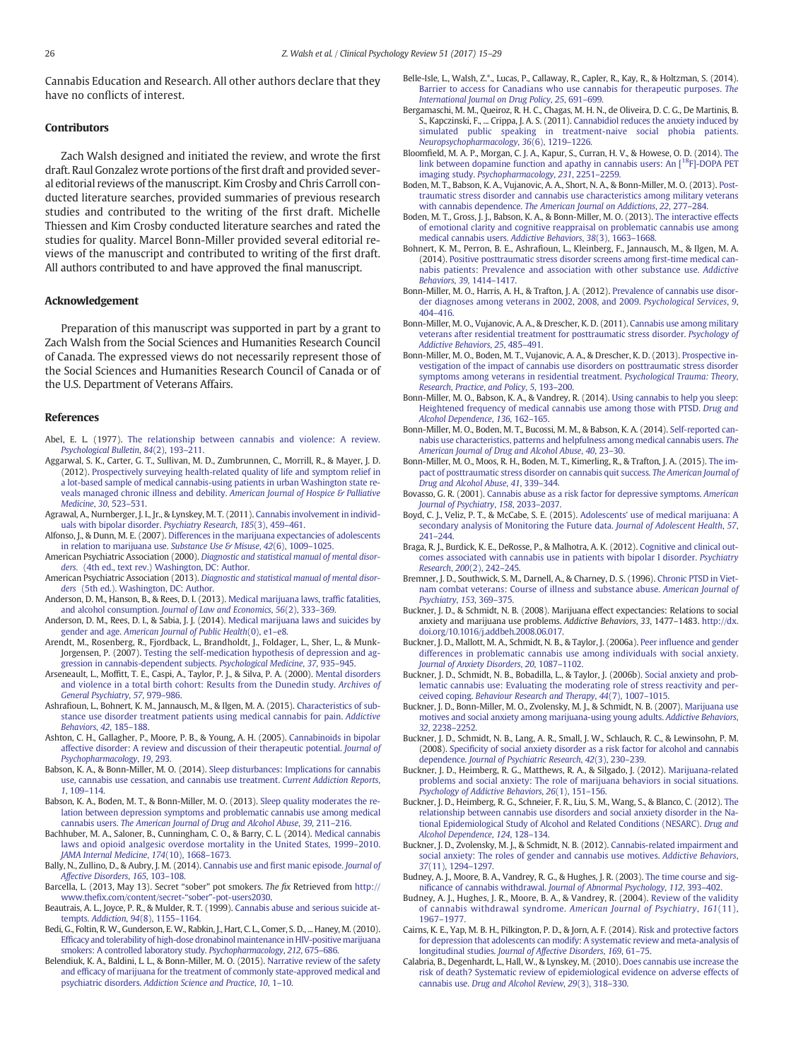Cannabis Education and Research. All other authors declare that they have no conflicts of interest.

## Contributors

Zach Walsh designed and initiated the review, and wrote the first draft. Raul Gonzalez wrote portions of the first draft and provided several editorial reviews of the manuscript. Kim Crosby and Chris Carroll conducted literature searches, provided summaries of previous research studies and contributed to the writing of the first draft. Michelle Thiessen and Kim Crosby conducted literature searches and rated the studies for quality. Marcel Bonn-Miller provided several editorial reviews of the manuscript and contributed to writing of the first draft. All authors contributed to and have approved the final manuscript.

## Acknowledgement

Preparation of this manuscript was supported in part by a grant to Zach Walsh from the Social Sciences and Humanities Research Council of Canada. The expressed views do not necessarily represent those of the Social Sciences and Humanities Research Council of Canada or of the U.S. Department of Veterans Affairs.

## References

Abel, E. L. (1977). The relationship between cannabis and violence: A review. *Psychological Bulletin*, *84*(2), 193–211.

Aggarwal, S. K., Carter, G. T., Sullivan, M. D., Zumbrunnen, C., Morrill, R., & Mayer, J. D. (2012). Prospectively surveying health-related quality of life and symptom relief in a lot-based sample of medical cannabis-using patients in urban Washington state reveals managed chronic illness and debility. *American Journal of Hospice & Palliative Medicine*, *30*, 523–531.

Agrawal, A., Nurnberger, J. I., Jr., & Lynskey, M. T. (2011). Cannabis involvement in individuals with bipolar disorder. *Psychiatry Research*, *185*(3), 459–461.

Alfonso, J., & Dunn, M. E. (2007). Differences in the marijuana expectancies of adolescents in relation to marijuana use. *Substance Use & Misuse*, *42*(6), 1009–1025.

American Psychiatric Association (2000). *Diagnostic and statistical manual of mental disorders*. (4th ed., text rev.) Washington, DC: Author.

American Psychiatric Association (2013). *Diagnostic and statistical manual of mental disorders* (5th ed.). Washington, DC: Author.

Anderson, D. M., Hanson, B., & Rees, D. I. (2013). Medical marijuana laws, traffic fatalities, and alcohol consumption. *Journal of Law and Economics*, *56*(2), 333–369.

Anderson, D. M., Rees, D. I., & Sabia, J. J. (2014). Medical marijuana laws and suicides by gender and age. *American Journal of Public Health*(0), e1–e8.

Arendt, M., Rosenberg, R., Fjordback, L., Brandholdt, J., Foldager, L., Sher, L., & Munk-Jorgensen, P. (2007). Testing the self-medication hypothesis of depression and aggression in cannabis-dependent subjects. *Psychological Medicine*, *37*, 935–945.

Arseneault, L., Moffitt, T. E., Caspi, A., Taylor, P. J., & Silva, P. A. (2000). Mental disorders and violence in a total birth cohort: Results from the Dunedin study. *Archives of General Psychiatry*, *57*, 979–986.

Ashrafioun, L., Bohnert, K. M., Jannausch, M., & Ilgen, M. A. (2015). Characteristics of substance use disorder treatment patients using medical cannabis for pain. *Addictive Behaviors*, *42*, 185–188.

Ashton, C. H., Gallagher, P., Moore, P. B., & Young, A. H. (2005). Cannabinoids in bipolar affective disorder: A review and discussion of their therapeutic potential. *Journal of Psychopharmacology*, *19*, 293.

Babson, K. A., & Bonn-Miller, M. O. (2014). Sleep disturbances: Implications for cannabis use, cannabis use cessation, and cannabis use treatment. *Current Addiction Reports*, *1*, 109–114.

Babson, K. A., Boden, M. T., & Bonn-Miller, M. O. (2013). Sleep quality moderates the relation between depression symptoms and problematic cannabis use among medical cannabis users. *The American Journal of Drug and Alcohol Abuse*, *39*, 211–216.

Bachhuber, M. A., Saloner, B., Cunningham, C. O., & Barry, C. L. (2014). Medical cannabis laws and opioid analgesic overdose mortality in the United States, 1999–2010. *JAMA Internal Medicine*, *174*(10), 1668–1673.

Bally, N., Zullino, D., & Aubry, J. M. (2014). Cannabis use and first manic episode. *Journal of Affective Disorders*, *165*, 103–108.

Barcella, L. (2013, May 13). Secret "sober" pot smokers. *The fix* Retrieved from http://www.thefix.com/content/secret-"sober"-pot-users2030.

Beautrais, A. L., Joyce, P. R., & Mulder, R. T. (1999). Cannabis abuse and serious suicide attempts. *Addiction*, *94*(8), 1155–1164.

Bedi, G., Foltin, R. W., Gunderson, E. W., Rabkin, J., Hart, C. L., Comer, S. D., ... Haney, M. (2010). Efficacy and tolerability of high-dose dronabinol maintenance in HIV-positive marijuana smokers: A controlled laboratory study. *Psychopharmacology*, *212*, 675–686.

Belendiuk, K. A., Baldini, L. L., & Bonn-Miller, M. O. (2015). Narrative review of the safety and efficacy of marijuana for the treatment of commonly state-approved medical and psychiatric disorders. *Addiction Science and Practice*, *10*, 1–10.

Belle-Isle, L., Walsh, Z.*, Lucas, P., Callaway, R., Capler, R., Kay, R., & Holtzman, S. (2014). Barrier to access for Canadians who use cannabis for therapeutic purposes. *The International Journal on Drug Policy*, *25*, 691–699.

Bergamaschi, M. M., Queiroz, R. H. C., Chagas, M. H. N., de Oliveira, D. C. G., De Martinis, B. S., Kapczinski, F., ... Crippa, J. A. S. (2011). Cannabidiol reduces the anxiety induced by simulated public speaking in treatment-naive social phobia patients. *Neuropsychopharmacology*, *36*(6), 1219–1226.

Bloomfield, M. A. P., Morgan, C. J. A., Kapur, S., Curran, H. V., & Howese, O. D. (2014). The link between dopamine function and apathy in cannabis users: An [$^{18}$F]-DOPA PET imaging study. *Psychopharmacology*, *231*, 2251–2259.

Boden, M. T., Babson, K. A., Vujanovic, A. A., Short, N. A., & Bonn-Miller, M. O. (2013). Posttraumatic stress disorder and cannabis use characteristics among military veterans with cannabis dependence. *The American Journal on Addictions*, *22*, 277–284.

Boden, M. T., Gross, J. J., Babson, K. A., & Bonn-Miller, M. O. (2013). The interactive effects of emotional clarity and cognitive reappraisal on problematic cannabis use among medical cannabis users. *Addictive Behaviors*, *38*(3), 1663–1668.

Bohnert, K. M., Perron, B. E., Ashrafioun, L., Kleinberg, F., Jannausch, M., & Ilgen, M. A. (2014). Positive posttraumatic stress disorder screens among first-time medical cannabis patients: Prevalence and association with other substance use. *Addictive Behaviors*, *39*, 1414–1417.

Bonn-Miller, M. O., Harris, A. H., & Trafton, J. A. (2012). Prevalence of cannabis use disorder diagnoses among veterans in 2002, 2008, and 2009. *Psychological Services*, *9*, 404–416.

Bonn-Miller, M. O., Vujanovic, A. A., & Drescher, K. D. (2011). Cannabis use among military veterans after residential treatment for posttraumatic stress disorder. *Psychology of Addictive Behaviors*, *25*, 485–491.

Bonn-Miller, M. O., Boden, M. T., Vujanovic, A. A., & Drescher, K. D. (2013). Prospective investigation of the impact of cannabis use disorders on posttraumatic stress disorder symptoms among veterans in residential treatment. *Psychological Trauma: Theory, Research, Practice, and Policy*, *5*, 193–200.

Bonn-Miller, M. O., Babson, K. A., & Vandrey, R. (2014). Using cannabis to help you sleep: Heightened frequency of medical cannabis use among those with PTSD. *Drug and Alcohol Dependence*, *136*, 162–165.

Bonn-Miller, M. O., Boden, M. T., Bucossi, M. M., & Babson, K. A. (2014). Self-reported cannabis use characteristics, patterns and helpfulness among medical cannabis users. *The American Journal of Drug and Alcohol Abuse*, *40*, 23–30.

Bonn-Miller, M. O., Moos, R. H., Boden, M. T., Kimerling, R., & Trafton, J. A. (2015). The impact of posttraumatic stress disorder on cannabis quit success. *The American Journal of Drug and Alcohol Abuse*, *41*, 339–344.

Bovasso, G. R. (2001). Cannabis abuse as a risk factor for depressive symptoms. *American Journal of Psychiatry*, *158*, 2033–2037.

Boyd, C. J., Veliz, P. T., & McCabe, S. E. (2015). Adolescents' use of medical marijuana: A secondary analysis of Monitoring the Future data. *Journal of Adolescent Health*, *57*, 241–244.

Braga, R. J., Burdick, K. E., DeRosse, P., & Malhotra, A. K. (2012). Cognitive and clinical outcomes associated with cannabis use in patients with bipolar I disorder. *Psychiatry Research*, *200*(2), 242–245.

Bremner, J. D., Southwick, S. M., Darnell, A., & Charney, D. S. (1996). Chronic PTSD in Vietnam combat veterans: Course of illness and substance abuse. *American Journal of Psychiatry*, *153*, 369–375.

Buckner, J. D., & Schmidt, N. B. (2008). Marijuana effect expectancies: Relations to social anxiety and marijuana use problems. *Addictive Behaviors*, *33*, 1477–1483. http://dx.doi.org/10.1016/j.addbeh.2008.06.017.

Buckner, J. D., Mallott, M. A., Schmidt, N. B., & Taylor, J. (2006a). Peer influence and gender differences in problematic cannabis use among individuals with social anxiety. *Journal of Anxiety Disorders*, *20*, 1087–1102.

Buckner, J. D., Schmidt, N. B., Bobadilla, L., & Taylor, J. (2006b). Social anxiety and problematic cannabis use: Evaluating the moderating role of stress reactivity and perceived coping. *Behaviour Research and Therapy*, *44*(7), 1007–1015.

Buckner, J. D., Bonn-Miller, M. O., Zvolensky, M. J., & Schmidt, N. B. (2007). Marijuana use motives and social anxiety among marijuana-using young adults. *Addictive Behaviors*, *32*, 2238–2252.

Buckner, J. D., Schmidt, N. B., Lang, A. R., Small, J. W., Schlauch, R. C., & Lewinsohn, P. M. (2008). Specificity of social anxiety disorder as a risk factor for alcohol and cannabis dependence. *Journal of Psychiatric Research*, *42*(3), 230–239.

Buckner, J. D., Heimberg, R. G., Matthews, R. A., & Silgado, J. (2012). Marijuana-related problems and social anxiety: The role of marijuana behaviors in social situations. *Psychology of Addictive Behaviors*, *26*(1), 151–156.

Buckner, J. D., Heimberg, R. G., Schneier, F. R., Liu, S. M., Wang, S., & Blanco, C. (2012). The relationship between cannabis use disorders and social anxiety disorder in the National Epidemiological Study of Alcohol and Related Conditions (NESARC). *Drug and Alcohol Dependence*, *124*, 128–134.

Buckner, J. D., Zvolensky, M. J., & Schmidt, N. B. (2012). Cannabis-related impairment and social anxiety: The roles of gender and cannabis use motives. *Addictive Behaviors*, *37*(11), 1294–1297.

Budney, A. J., Moore, B. A., Vandrey, R. G., & Hughes, J. R. (2003). The time course and significance of cannabis withdrawal. *Journal of Abnormal Psychology*, *112*, 393–402.

Budney, A. J., Hughes, J. R., Moore, B. A., & Vandrey, R. (2004). Review of the validity of cannabis withdrawal syndrome. *American Journal of Psychiatry*, *161*(11), 1967–1977.

Cairns, K. E., Yap, M. B. H., Pilkington, P. D., & Jorn, A. F. (2014). Risk and protective factors for depression that adolescents can modify: A systematic review and meta-analysis of longitudinal studies. *Journal of Affective Disorders*, *169*, 61–75.

Calabria, B., Degenhardt, L., Hall, W., & Lynskey, M. (2010). Does cannabis use increase the risk of death? Systematic review of epidemiological evidence on adverse effects of cannabis use. *Drug and Alcohol Review*, *29*(3), 318–330.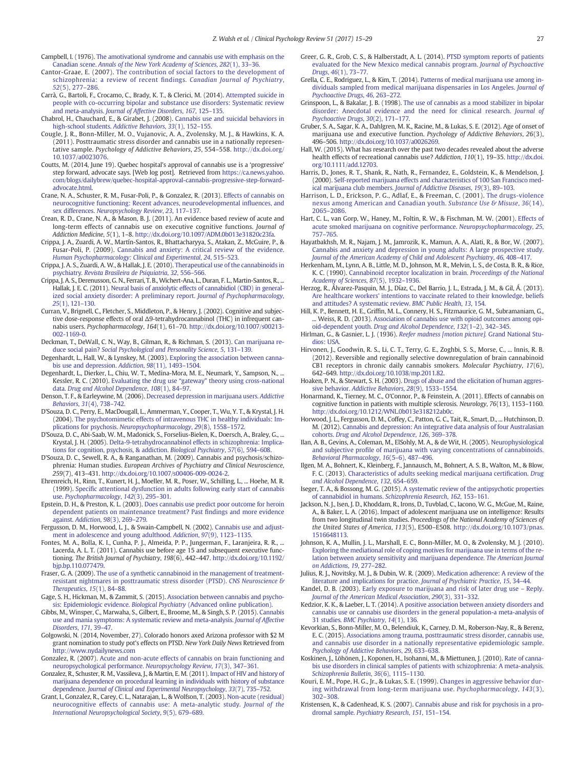Campbell, I. (1976). The amotivational syndrome and cannabis use with emphasis on the Canadian scene. *Annals of the New York Academy of Sciences*, *282*(1), 33–36.

Cantor-Graae, E. (2007). The contribution of social factors to the development of schizophrenia: a review of recent findings. *Canadian Journal of Psychiatry*, *52*(5), 277–286.

Carrà, G., Bartoli, F., Crocamo, C., Brady, K. T., & Clerici, M. (2014). Attempted suicide in people with co-occurring bipolar and substance use disorders: Systematic review and meta-analysis. *Journal of Affective Disorders*, *167*, 125–135.

Chabrol, H., Chauchard, E., & Girabet, J. (2008). Cannabis use and suicidal behaviors in high-school students. *Addictive Behaviors*, *33*(1), 152–155.

Cougle, J. R., Bonn-Miller, M. O., Vujanovic, A. A., Zvolensky, M. J., & Hawkins, K. A. (2011). Posttraumatic stress disorder and cannabis use in a nationally representative sample. *Psychology of Addictive Behaviors*, *25*, 554–558. http://dx.doi.org/10.1037/a0023076.

Coutts, M. (2014, June 19). Quebec hospital's approval of cannabis use is a 'progressive' step forward, advocate says. [Web log post]. Retrieved from https://ca.news.yahoo.com/blogs/dailybrew/quebec-hospital-approval-cannabis-progressive-step-forward-advocate.html.

Crane, N. A., Schuster, R. M., Fusar-Poli, P., & Gonzalez, R. (2013). Effects of cannabis on neurocognitive functioning: Recent advances, neurodevelopmental influences, and sex differences. *Neuropsychology Review*, *23*, 117–137.

Crean, R. D., Crane, N. A., & Mason, B. J. (2011). An evidence based review of acute and long-term effects of cannabis use on executive cognitive functions. *Journal of Addiction Medicine*, *5*(1), 1–8. http://dx.doi.org/10.1097/ADM.0b013e31820c23fa.

Crippa, J. A., Zuardi, A. W., Martín-Santos, R., Bhattacharyya, S., Atakan, Z., McGuire, P., & Fusar-Poli, P. (2009). Cannabis and anxiety: A critical review of the evidence. *Human Psychopharmacology: Clinical and Experimental*, *24*, 515–523.

Crippa, J. A. S., Zuardi, A. W., & Hallak, J. E. (2010). Therapeutical use of the cannabinoids in psychiatry. *Revista Brasileira de Psiquiatria*, *32*, 556–566.

Crippa, J. A. S., Derenusson, G. N., Ferrari, T. B., Wichert-Ana, L., Duran, F. L., Martin-Santos, R., ... Hallak, J. E. C. (2011). Neural basis of anxiolytic effects of cannabidiol (CBD) in generalized social anxiety disorder: A preliminary report. *Journal of Psychopharmacology*, *25*(1), 121–130.

Curran, V., Brignell, C., Fletcher, S., Middleton, P., & Henry, J. (2002). Cognitive and subjective dose-response effects of oral Δ9-tetrahydrocannabinol (THC) in infrequent cannabis users. *Psychopharmacology*, *164*(1), 61–70. http://dx.doi.org/10.1007/s00213-002-1169-0.

Deckman, T., DeWall, C. N., Way, B., Gilman, R., & Richman, S. (2013). Can marijuana reduce social pain? *Social Psychological and Personality Science*, *5*, 131–139.

Degenhardt, L., Hall, W., & Lynskey, M. (2003). Exploring the association between cannabis use and depression. *Addiction*, *98*(11), 1493–1504.

Degenhardt, L., Dierker, L., Chiu, W. T., Medina-Mora, M. E., Neumark, Y., Sampson, N., ... Kessler, R. C. (2010). Evaluating the drug use "gateway" theory using cross-national data. *Drug and Alcohol Dependence*, *108*(1), 84–97.

Denson, T. F., & Earleywine, M. (2006). Decreased depression in marijuana users. *Addictive Behaviors*, *31*(4), 738–742.

D'Souza, D. C., Perry, E., MacDougall, L., Ammerman, Y., Cooper, T., Wu, Y. T., & Krystal, J. H. (2004). The psychotomimetic effects of intravenous THC in healthy individuals: Implications for psychosis. *Neuropsychopharmacology*, *29*(8), 1558–1572.

D'Souza, D. C., Abi-Saab, W. M., Madonick, S., Forselius-Bielen, K., Doersch, A., Braley, G., ... Krystal, J. H. (2005). Delta-9-tetrahydrocannabinol effects in schizophrenia: Implications for cognition, psychosis, & addiction. *Biological Psychiatry*, *57*(6), 594–608.

D'Souza, D. C., Sewell, R. A., & Ranganathan, M. (2009). Cannabis and psychosis/schizophrenia: Human studies. *European Archives of Psychiatry and Clinical Neuroscience*, *259*(7), 413–431. http://dx.doi.org/10.1007/s00406-009-0024-2.

Ehrenreich, H., Rinn, T., Kunert, H. J., Moeller, M. R., Poser, W., Schilling, L., ... Hoehe, M. R. (1999). Specific attentional dysfunction in adults following early start of cannabis use. *Psychopharmacology*, *142*(3), 295–301.

Epstein, D. H., & Preston, K. L. (2003). Does cannabis use predict poor outcome for heroin dependent patients on maintenance treatment? Past findings and more evidence against. *Addiction*, *98*(3), 269–279.

Fergusson, D. M., Horwood, L. J., & Swain-Campbell, N. (2002). Cannabis use and adjustment in adolescence and young adulthood. *Addiction*, *97*(9), 1123–1135.

Fontes, M. A., Bolla, K. I., Cunha, P. J., Almeida, P. P., Jungerman, F., Laranjeira, R. R., ... Lacerda, A. L. T. (2011). Cannabis use before age 15 and subsequent executive functioning. *The British Journal of Psychiatry*, *198*(6), 442–447. http://dx.doi.org/10.1192/bjp.bp.110.077479.

Fraser, G. A. (2009). The use of a synthetic cannabinoid in the management of treatment-resistant nightmares in posttraumatic stress disorder (PTSD). *CNS Neuroscience & Therapeutics*, *15*(1), 84–88.

Gage, S. H., Hickman, M., & Zammit, S. (2015). Association between cannabis and psychosis: Epidemiologic evidence. *Biological Psychiatry* (Advanced online publication).

Gibbs, M., Winsper, C., Marwaha, S., Gilbert, E., Broome, M., & Singh, S. P. (2015). Cannabis use and mania symptoms: A systematic review and meta-analysis. *Journal of Affective Disorders*, *171*, 39–47.

Golgowski, N. (2014, November 27). Colorado honors axed Arizona professor with $2 M grant nomination to study pot's effects on PTSD. *New York Daily News* Retrieved from http://www.nydailynews.com

Gonzalez, R. (2007). Acute and non-acute effects of cannabis on brain functioning and neuropsychological performance. *Neuropsychology Review*, *17*(3), 347–361.

Gonzalez, R., Schuster, R. M., Vassileva, J., & Martin, E. M. (2011). Impact of HIV and history of marijuana dependence on procedural learning in individuals with history of substance dependence. *Journal of Clinical and Experimental Neuropsychology*, *33*(7), 735–752.

Grant, I., Gonzalez, R., Carey, C. L., Natarajan, L., & Wolfson, T. (2003). Non-acute (residual) neurocognitive effects of cannabis use: A meta-analytic study. *Journal of the International Neuropsychological Society*, *9*(5), 679–689.

Greer, G. R., Grob, C. S., & Halberstadt, A. L. (2014). PTSD symptom reports of patients evaluated for the New Mexico medical cannabis program. *Journal of Psychoactive Drugs*, *46*(1), 73–77.

Grella, C. E., Rodriguez, L., & Kim, T. (2014). Patterns of medical marijuana use among individuals sampled from medical marijuana dispensaries in Los Angeles. *Journal of Psychoactive Drugs*, *46*, 263–272.

Grinspoon, L., & Bakalar, J. B. (1998). The use of cannabis as a mood stabilizer in bipolar disorder: Anecdotal evidence and the need for clinical research. *Journal of Psychoactive Drugs*, *30*(2), 171–177.

Gruber, S. A., Sagar, K. A., Dahlgren, M. K., Racine, M., & Lukas, S. E. (2012). Age of onset of marijuana use and executive function. *Psychology of Addictive Behaviors*, *26*(3), 496–506. http://dx.doi.org/10.1037/a0026269.

Hall, W. (2015). What has research over the past two decades revealed about the adverse health effects of recreational cannabis use? *Addiction*, *110*(1), 19–35. http://dx.doi.org/10.1111/add.12703.

Harris, D., Jones, R. T., Shank, R., Nath, R., Fernandez, E., Goldstein, K., & Mendelson, J. (2000). Self-reported marijuana effects and characteristics of 100 San Francisco medical marijuana club members. *Journal of Addictive Diseases*, *19*(3), 89–103.

Harrison, L. D., Erickson, P. G., Adlaf, E., & Freeman, C. (2001). The drugs-violence nexus among American and Canadian youth. *Substance Use & Misuse*, *36*(14), 2065–2086.

Hart, C. L., van Gorp, W., Haney, M., Foltin, R. W., & Fischman, M. W. (2001). Effects of acute smoked marijuana on cognitive performance. *Neuropsychopharmacology*, *25*, 757–765.

Hayatbakhsh, M. R., Najam, J. M., Jamrozik, K., Mamun, A. A., Alati, R., & Bor, W. (2007). Cannabis and anxiety and depression in young adults: A large prospective study. *Journal of the American Academy of Child and Adolescent Psychiatry*, *46*, 408–417.

Herkenham, M., Lynn, A. B., Little, M. D., Johnson, M. R., Melvin, L. S., de Costa, B. R., & Rice, K. C. (1990). Cannabinoid receptor localization in brain. *Proceedings of the National Academy of Sciences*, *87*(5), 1932–1936.

Herzog, R., Álvarez-Pasquin, M. J., Díaz, C., Del Barrio, J. L., Estrada, J. M., & Gil, Á. (2013). Are healthcare workers' intentions to vaccinate related to their knowledge, beliefs and attitudes? A systematic review. *BMC Public Health*, *13*, 154.

Hill, K. P., Bennett, H. E., Griffin, M. L., Connery, H. S., Fitzmaurice, G. M., Subramaniam, G., ... Weiss, R. D. (2013). Association of cannabis use with opioid outcomes among opioid-dependent youth. *Drug and Alcohol Dependence*, *132*(1–2), 342–345.

Hirlman, G., & Gasnier, L. J. (1936). *Reefer madness [motion picture]*. Grand National Studios: USA.

Hirvonen, J., Goodwin, R. S., Li, C. T., Terry, G. E., Zoghbi, S. S., Morse, C., ... Innis, R. B. (2012). Reversible and regionally selective downregulation of brain cannabinoid CB1 receptors in chronic daily cannabis smokers. *Molecular Psychiatry*, *17*(6), 642–649. http://dx.doi.org/10.1038/mp.2011.82.

Hoaken, P. N., & Stewart, S. H. (2003). Drugs of abuse and the elicitation of human aggressive behavior. *Addictive Behaviors*, *28*(9), 1533–1554.

Honarmand, K., Tierney, M. C., O'Connor, P., & Feinstein, A. (2011). Effects of cannabis on cognitive function in patients with multiple sclerosis. *Neurology*, *76*(13), 1153–1160. http://dx.doi.org/10.1212/WNL.0b013e318212ab0c.

Horwood, J. L., Fergusson, D. M., Coffey, C., Patton, G. C., Tait, R., Smart, D., ... Hutchinson, D. M. (2012). Cannabis and depression: An integrative data analysis of four Australasian cohorts. *Drug and Alcohol Dependence*, *126*, 369–378.

Ilan, A. B., Gevins, A., Coleman, M., ElSohly, M. A., & de Wit, H. (2005). Neurophysiological and subjective profile of marijuana with varying concentrations of cannabinoids. *Behavioral Pharmacology*, *16*(5–6), 487–496.

Ilgen, M. A., Bohnert, K., Kleinberg, F., Jannausch, M., Bohnert, A. S. B., Walton, M., & Blow, F. C. (2013). Characteristics of adults seeking medical marijuana certification. *Drug and Alcohol Dependence*, *132*, 654–659.

Iseger, T. A., & Bossong, M. G. (2015). A systematic review of the antipsychotic properties of cannabidiol in humans. *Schizophrenia Research*, *162*, 153–161.

Jackson, N. J., Isen, J. D., Khoddam, R., Irons, D., Tuvblad, C., Iacono, W. G., McGue, M., Raine, A., & Baker, L. A. (2016). Impact of adolescent marijuana use on intelligence: Results from two longitudinal twin studies. *Proceedings of the National Academy of Sciences of the United States of America*, *113*(5), E500–E508. http://dx.doi.org/10.1073/pnas.1516648113.

Johnson, K. A., Mullin, J. L., Marshall, E. C., Bonn-Miller, M. O., & Zvolensky, M. J. (2010). Exploring the mediational role of coping motives for marijuana use in terms of the relation between anxiety sensitivity and marijuana dependence. *The American Journal on Addictions*, *19*, 277–282.

Julius, R. J., Novitsky, M. J., & Dubin, W. R. (2009). Medication adherence: A review of the literature and implications for practice. *Journal of Psychiatric Practice*, *15*, 34–44.

Kandel, D. B. (2003). Early exposure to marijuana and risk of later drug use – Reply. *Journal of the American Medical Association*, *290*(3), 331–332.

Kedzior, K. K., & Laeber, L. T. (2014). A positive association between anxiety disorders and cannabis use or cannabis use disorders in the general population-a meta-analysis of 31 studies. *BMC Psychiatry*, *14*(1), 136.

Kevorkian, S., Bonn-Miller, M. O., Belendiuk, K., Carney, D. M., Roberson-Nay, R., & Berenz, E. C. (2015). Associations among trauma, posttraumatic stress disorder, cannabis use, and cannabis use disorder in a nationally representative epidemiologic sample. *Psychology of Addictive Behaviors*, *29*, 633–638.

Koskinen, J., Löhönen, J., Koponen, H., Isohanni, M., & Miettunen, J. (2010). Rate of cannabis use disorders in clinical samples of patients with schizophrenia: A meta-analysis. *Schizophrenia Bulletin*, *36*(6), 1115–1130.

Kouri, E. M., Pope, H. G., Jr., & Lukas, S. E. (1999). Changes in aggressive behavior during withdrawal from long-term marijuana use. *Psychopharmacology*, *143*(3), 302–308.

Kristensen, K., & Cadenhead, K. S. (2007). Cannabis abuse and risk for psychosis in a prodromal sample. *Psychiatry Research*, *151*, 151–154.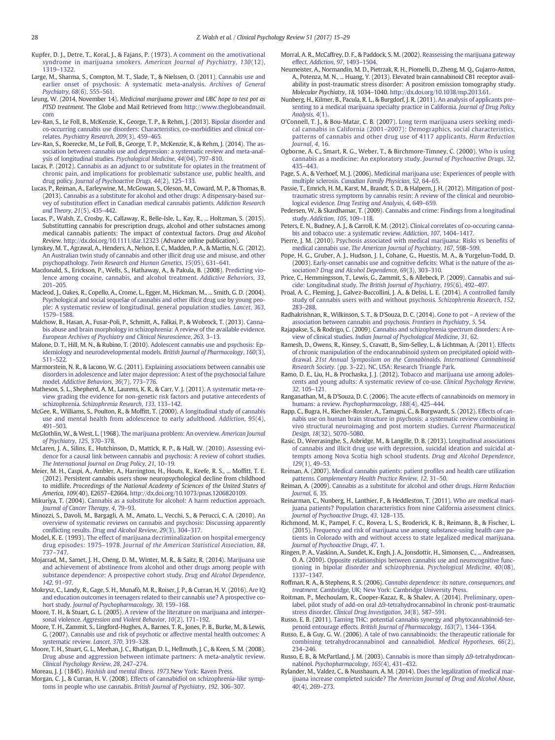Kupfer, D. J., Detre, T., Koral, J., & Fajans, P. (1973). A comment on the amotivational syndrome in marijuana smokers. *American Journal of Psychiatry*, *130*(12), 1319–1322.

Large, M., Sharma, S., Compton, M. T., Slade, T., & Nielssen, O. (2011). Cannabis use and earlier onset of psychosis: A systematic meta-analysis. *Archives of General Psychiatry*, *68*(6), 555–561.

Leung, W. (2014, November 14). *Medicinal marijuana grower and UBC hope to test pot as PTSD treatment*. The Globe and Mail Retrieved from http://www.theglobeandmail.com

Lev-Ran, S., Le Foll, B., McKenzie, K., George, T. P., & Rehm, J. (2013). Bipolar disorder and co-occurring cannabis use disorders: Characteristics, co-morbidities and clinical correlates. *Psychiatry Research*, *209*(3), 459–465.

Lev-Ran, S., Roerecke, M., Le Foll, B., George, T. P., McKenzie, K., & Rehm, J. (2014). The association between cannabis use and depression: a systematic review and meta-analysis of longitudinal studies. *Psychological Medicine*, *44*(04), 797–810.

Lucas, P. (2012). Cannabis as an adjunct to or substitute for opiates in the treatment of chronic pain, and implications for problematic substance use, public health, and drug policy. *Journal of Psychoactive Drugs*, *44*(2), 125–133.

Lucas, P., Reiman, A., Earleywine, M., McGowan, S., Oleson, M., Coward, M. P., & Thomas, B. (2013). Cannabis as a substitute for alcohol and other drugs: A dispensary-based survey of substitution effect in Canadian medical cannabis patients. *Addiction Research and Theory*, *21*(5), 435–442.

Lucas, P., Walsh, Z., Crosby, K., Callaway, R., Belle-Isle, L., Kay, R., ... Holtzman, S. (2015). Substituting cannabis for prescription drugs, alcohol and other substacnes among medical cannabis patients: The impact of contextual factors. *Drug and Alcohol Review*. http://dx.doi.org/10.1111/dar.12323 (Advance online publication).

Lynskey, M. T., Agrawal, A., Henders, A., Nelson, E. C., Madden, P. A., & Martin, N. G. (2012). An Australian twin study of cannabis and other illicit drug use and misuse, and other psychopathology. *Twin Research and Human Genetics*, *15*(05), 631–641.

Macdonald, S., Erickson, P., Wells, S., Hathaway, A., & Pakula, B. (2008). Predicting violence among cocaine, cannabis, and alcohol treatment. *Addictive Behaviors*, *33*, 201–205.

Macleod, J., Oakes, R., Copello, A., Crome, I., Egger, M., Hickman, M., ... Smith, G. D. (2004). Psychological and social sequelae of cannabis and other illicit drug use by young people: A systematic review of longitudinal, general population studies. *Lancet*, *363*, 1579–1588.

Malchow, B., Hasan, A., Fusar-Poli, P., Schmitt, A., Falkai, P., & Wobrock, T. (2013). Cannabis abuse and brain morphology in schizophrenia: A review of the available evidence. *European Archives of Psychiatry and Clinical Neuroscience*, *263*, 3–13.

Malone, D. T., Hill, M. N., & Rubino, T. (2010). Adolescent cannabis use and psychosis: Epidemiology and neurodevelopmental models. *British Journal of Pharmacology*, *160*(3), 511–522.

Marmorstein, N. R., & Iacono, W. G. (2011). Explaining associations between cannabis use disorders in adolescence and later major depression: A test of the psychosocial failure model. *Addictive Behaviors*, *36*(7), 773–776.

Matheson, S. L., Shepherd, A. M., Laurens, K. R., & Carr, V. J. (2011). A systematic meta-review grading the evidence for non-genetic risk factors and putative antecedents of schizophrenia. *Schizophrenia Research*, *133*, 133–142.

McGee, R., Williams, S., Poulton, R., & Moffitt, T. (2000). A longitudinal study of cannabis use and mental health from adolescence to early adulthood. *Addiction*, *95*(4), 491–503.

McGlothlin, W., & West, L. (1968). The marijuana problem: An overview. *American Journal of Psychiatry*, *125*, 370–378.

McLaren, J. A., Silins, E., Hutchinson, D., Mattick, R. P., & Hall, W. (2010). Assessing evidence for a causal link between cannabis and psychosis: A review of cohort studies. *The International Journal on Drug Policy*, *21*, 10–19.

Meier, M. H., Caspi, A., Ambler, A., Harrington, H., Houts, R., Keefe, R. S., ... Moffitt, T. E. (2012). Persistent cannabis users show neuropsychological decline from childhood to midlife. *Proceedings of the National Academy of Sciences of the United States of America*, *109*(40), E2657–E2664. http://dx.doi.org/10.1073/pnas.1206820109.

Mikuriya, T. (2004). Cannabis as a substitute for alcohol: A harm reduction approach. *Journal of Cancer Therapy*, *4*, 79–93.

Minozzi, S., Davoli, M., Bargagli, A. M., Amato, L., Vecchi, S., & Perucci, C. A. (2010). An overview of systematic reviews on cannabis and psychosis: Discussing apparently conflicting results. *Drug and Alcohol Review*, *29*(3), 304–317.

Model, K. E. (1993). The effect of marijuana decriminalization on hospital emergency drug episodes: 1975–1978. *Journal of the American Statistical Association*, *88*, 737–747.

Mojarrad, M., Samet, J. H., Cheng, D. M., Winter, M. R., & Saitz, R. (2014). Marijuana use and achievement of abstinence from alcohol and other drugs among people with substance dependence: A prospective cohort study. *Drug and Alcohol Dependence*, *142*, 91–97.

Mokrysz, C., Landy, R., Gage, S. H., Munafò, M. R., Roiser, J. P., & Curran, H. V. (2016). Are IQ and education outcomes in teenagers related to their cannabis use? A prospective cohort study. *Journal of Psychopharmacology*, *30*, 159–168.

Moore, T. H., & Stuart, G. L. (2005). A review of the literature on marijuana and interpersonal violence. *Aggression and Violent Behavior*, *10*(2), 171–192.

Moore, T. H., Zammit, S., Lingford-Hughes, A., Barnes, T. R., Jones, P. B., Burke, M., & Lewis, G. (2007). Cannabis use and risk of psychotic or affective mental health outcomes: A systematic review. *Lancet*, *370*, 319–328.

Moore, T. H., Stuart, G. L., Meehan, J. C., Rhatigan, D. L., Hellmuth, J. C., & Keen, S. M. (2008). Drug abuse and aggression between intimate partners: A meta-analytic review. *Clinical Psychology Review*, *28*, 247–274.

Moreau, J. J. (1845). *Hashish and mental illness. 1973*.New York: Raven Press.

Morgan, C. J., & Curran, H. V. (2008). Effects of cannabidiol on schizophrenia-like symptoms in people who use cannabis. *British Journal of Psychiatry*, *192*, 306–307.

Morral, A. R., McCaffrey, D. F., & Paddock, S. M. (2002). Reassessing the marijuana gateway effect. *Addiction*, *97*, 1493–1504.

Neumeister, A., Normandin, M. D., Pietrzak, R. H., Piomelli, D., Zheng, M. Q., Gujarro-Anton, A., Potenza, M. N., ... Huang, Y. (2013). Elevated brain cannabinoid CB1 receptor availability in post-traumatic stress disorder: A positron emission tomography study. *Molecular Psychiatry*, *18*, 1034–1040. http://dx.doi.org/10.1038/mp.2013.61.

Nunberg, H., Kilmer, B., Pacula, R. L., & Burgdorf, J. R. (2011). An analysis of applicants presenting to a medical marijuana specialty practice in California. *Journal of Drug Policy Analysis*, *4*(1).

O'Connell, T. J., & Bou-Matar, C. B. (2007). Long term marijuana users seeking medical cannabis in California (2001–2007): Demographics, social characteristics, patterns of cannabis and other drug use of 4117 applicants. *Harm Reduction Journal*, *4*, 16.

Ogborne, A. C., Smart, R. G., Weber, T., & Birchmore-Timney, C. (2000). Who is using cannabis as a medicine: An exploratory study. *Journal of Psychoactive Drugs*, *32*, 435–443.

Page, S. A., & Verhoef, M. J. (2006). Medicinal marijuana use: Experiences of people with multiple sclerosis. *Canadian Family Physician*, *52*, 64–65.

Passie, T., Emrich, H. M., Karst, M., Brandt, S. D., & Halpern, J. H. (2012). Mitigation of post-traumatic stress symptoms by cannabis resin: A review of the clinical and neurobiological evidence. *Drug Testing and Analysis*, *4*, 649–659.

Pedersen, W., & Skardhamar, T. (2009). Cannabis and crime: Findings from a longitudinal study. *Addiction*, *105*, 109–118.

Peters, E. N., Budney, A. J., & Carroll, K. M. (2012). Clinical correlates of co-occuring cannabis and tobacco use: a systematic review. *Addiction*, *107*, 1404–1417.

Pierre, J. M. (2010). Psychosis associated with medical marijuana: Risks vs benefits of medical cannabis use. *The American Journal of Psychiatry*, *167*, 598–599.

Pope, H. G., Gruber, A. J., Hudson, J. I., Cohane, G., Huestis, M. A., & Yurgelun-Todd, D. (2003). Early-onset cannabis use and cognitive deficits: What is the nature of the association? *Drug and Alcohol Dependence*, *69*(3), 303–310.

Price, C., Hemmingsson, T., Lewis, G., Zammit, S., & Allebeck, P. (2009). Cannabis and suicide: Longitudinal study. *The British Journal of Psychiatry*, *195*(6), 492–497.

Proal, A. C., Fleming, J., Galvez-Buccollini, J. A., & Delisi, L. E. (2014). A controlled family study of cannabis users with and without psychosis. *Schizophrenia Research*, *152*, 283–288.

Radhakrishnan, R., Wilkinson, S. T., & D'Souza, D. C. (2014). Gone to pot – A review of the association between cannabis and psychosis. *Frontiers in Psychiatry*, *5*, 54.

Rajapakse, S., & Rodrigo, C. (2009). Cannabis and schizophrenia spectrum disorders: A review of clinical studies. *Indian Journal of Psychological Medicine*, *31*, 62.

Ramesh, D., Owens, R., Kinsey, S., Cravatt, B., Sim-Selley, L., & Lichtman, A. (2011). Effects of chronic manipulation of the endocannabinoid system on precipitated opioid withdrawal. *21st Annual Symposium on the Cannabinoids. International Cannabinoid Research Society*. (pp. 3–22). NC, USA: Research Triangle Park.

Ramo, D. E., Liu, H., & Prochaska, J. J. (2012). Tobacco and marijuana use among adolescents and young adults: A systematic review of co-use. *Clinical Psychology Review*, *32*, 105–121.

Ranganathan, M., & D'Souza, D. C. (2006). The acute effects of cannabinoids on memory in humans: a review. *Psychopharmacology*, *188*(4), 425–444.

Rapp, C., Bugra, H., Riecher-Rossler, A., Tamagni, C., & Borgwardt, S. (2012). Effects of cannabis use on human brain structure in psychosis: a systematic review combining in vivo structural neuroimaging and post mortem studies. *Current Pharmaceutical Design*, *18*(32), 5070–5080.

Rasic, D., Weerasinghe, S., Asbridge, M., & Langille, D. B. (2013). Longitudinal associations of cannabis and illicit drug use with depression, suicidal ideation and suicidal attempts among Nova Scotia high school students. *Drug and Alcohol Dependence*, *129*(1), 49–53.

Reiman, A. (2007). Medical cannabis patients: patient profiles and health care utilization patterns. *Complementary Health Practice Review*, *12*, 31–50.

Reiman, A. (2009). Cannabis as a substitute for alcohol and other drugs. *Harm Reduction Journal*, *6*, 35.

Reinarman, C., Nunberg, H., Lanthier, F., & Heddleston, T. (2011). Who are medical marijuana patients? Population characteristics from nine California assessment clinics. *Journal of Psychoactive Drugs*, *43*, 128–135.

Richmond, M. K., Pampel, F. C., Rovera, L. S., Broderick, K. B., Reimann, B., & Fischer, L. (2015). Frequency and risk of marijuana use among substance-using health care patients in Colorado with and without access to state legalized medical marijuana. *Journal of Psychoactive Drugs*, *47*, 1.

Ringen, P. A., Vaskinn, A., Sundet, K., Engh, J. A., Jonsdottir, H., Simonsen, C., ... Andreassen, O. A. (2010). Opposite relationships between cannabis use and neurocognitive functioning in bipolar disorder and schizophrenia. *Psychological Medicine*, *40*(08), 1337–1347.

Roffman, R. A., & Stephens, R. S. (2006). *Cannabis dependence: its nature, consequences, and treatment*. Cambridge, UK; New York: Cambridge University Press.

Roitman, P., Mechoulam, R., Cooper-Kazaz, R., & Shalev, A. (2014). Preliminary, open-label, pilot study of add-on oral Δ9-tetrahydrocannabinol in chronic post-traumatic stress disorder. *Clinical Drug Investigation*, *34*(8), 587–591.

Russo, E. B. (2011). Taming THC: potential cannabis synergy and phytocannabinoid-terpenoid entourage effects. *British Journal of Pharmacology*, *163*(7), 1344–1364.

Russo, E., & Guy, G. W. (2006). A tale of two cannabinoids: the therapeutic rationale for combining tetrahydrocannabinol and cannabidiol. *Medical Hypotheses*, *66*(2), 234–246.

Russo, E. B., & McPartland, J. M. (2003). Cannabis is more than simply Δ9-tetrahydrocannabinol. *Psychopharmacology*, *165*(4), 431–432.

Rylander, M., Valdez, C., & Nussbaum, A. M. (2014). Does the legalization of medical marijuana increase completed suicide? *The American Journal of Drug and Alcohol Abuse*, *40*(4), 269–273.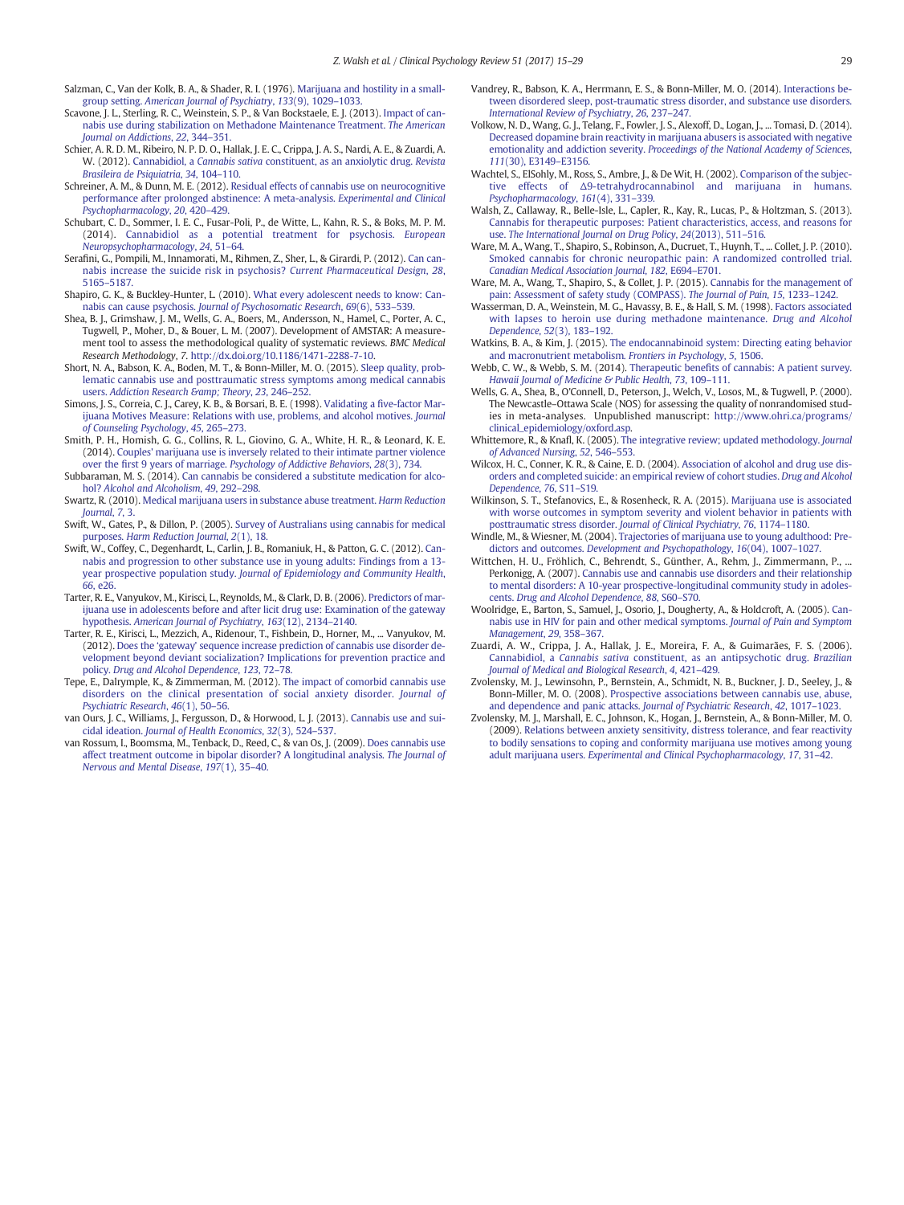Salzman, C., Van der Kolk, B. A., & Shader, R. I. (1976). Marijuana and hostility in a small-group setting. *American Journal of Psychiatry*, *133*(9), 1029–1033.

Scavone, J. L., Sterling, R. C., Weinstein, S. P., & Van Bockstaele, E. J. (2013). Impact of cannabis use during stabilization on Methadone Maintenance Treatment. *The American Journal on Addictions*, *22*, 344–351.

Schier, A. R. D. M., Ribeiro, N. P. D. O., Hallak, J. E. C., Crippa, J. A. S., Nardi, A. E., & Zuardi, A. W. (2012). Cannabidiol, a *Cannabis sativa* constituent, as an anxiolytic drug. *Revista Brasileira de Psiquiatria*, *34*, 104–110.

Schreiner, A. M., & Dunn, M. E. (2012). Residual effects of cannabis use on neurocognitive performance after prolonged abstinence: A meta-analysis. *Experimental and Clinical Psychopharmacology*, *20*, 420–429.

Schubart, C. D., Sommer, I. E. C., Fusar-Poli, P., de Witte, L., Kahn, R. S., & Boks, M. P. M. (2014). Cannabidiol as a potential treatment for psychosis. *European Neuropsychopharmacology*, *24*, 51–64.

Serafini, G., Pompili, M., Innamorati, M., Rihmen, Z., Sher, L., & Girardi, P. (2012). Can cannabis increase the suicide risk in psychosis? *Current Pharmaceutical Design*, *28*, 5165–5187.

Shapiro, G. K., & Buckley-Hunter, L. (2010). What every adolescent needs to know: Cannabis can cause psychosis. *Journal of Psychosomatic Research*, *69*(6), 533–539.

Shea, B. J., Grimshaw, J. M., Wells, G. A., Boers, M., Andersson, N., Hamel, C., Porter, A. C., Tugwell, P., Moher, D., & Bouer, L. M. (2007). Development of AMSTAR: A measurement tool to assess the methodological quality of systematic reviews. *BMC Medical Research Methodology*, *7*. http://dx.doi.org/10.1186/1471-2288-7-10.

Short, N. A., Babson, K. A., Boden, M. T., & Bonn-Miller, M. O. (2015). Sleep quality, problematic cannabis use and posttraumatic stress symptoms among medical cannabis users. *Addiction Research &amp; Theory*, *23*, 246–252.

Simons, J. S., Correia, C. J., Carey, K. B., & Borsari, B. E. (1998). Validating a five-factor Marijuana Motives Measure: Relations with use, problems, and alcohol motives. *Journal of Counseling Psychology*, *45*, 265–273.

Smith, P. H., Homish, G. G., Collins, R. L., Giovino, G. A., White, H. R., & Leonard, K. E. (2014). Couples' marijuana use is inversely related to their intimate partner violence over the first 9 years of marriage. *Psychology of Addictive Behaviors*, *28*(3), 734.

Subbaraman, M. S. (2014). Can cannabis be considered a substitute medication for alcohol? *Alcohol and Alcoholism*, *49*, 292–298.

Swartz, R. (2010). Medical marijuana users in substance abuse treatment. *Harm Reduction Journal*, *7*, 3.

Swift, W., Gates, P., & Dillon, P. (2005). Survey of Australians using cannabis for medical purposes. *Harm Reduction Journal*, *2*(1), 18.

Swift, W., Coffey, C., Degenhardt, L., Carlin, J. B., Romaniuk, H., & Patton, G. C. (2012). Cannabis and progression to other substance use in young adults: Findings from a 13-year prospective population study. *Journal of Epidemiology and Community Health*, *66*, e26.

Tarter, R. E., Vanyukov, M., Kirisci, L., Reynolds, M., & Clark, D. B. (2006). Predictors of marijuana use in adolescents before and after licit drug use: Examination of the gateway hypothesis. *American Journal of Psychiatry*, *163*(12), 2134–2140.

Tarter, R. E., Kirisci, L., Mezzich, A., Ridenour, T., Fishbein, D., Horner, M., ... Vanyukov, M. (2012). Does the 'gateway' sequence increase prediction of cannabis use disorder development beyond deviant socialization? Implications for prevention practice and policy. *Drug and Alcohol Dependence*, *123*, 72–78.

Tepe, E., Dalrymple, K., & Zimmerman, M. (2012). The impact of comorbid cannabis use disorders on the clinical presentation of social anxiety disorder. *Journal of Psychiatric Research*, *46*(1), 50–56.

van Ours, J. C., Williams, J., Fergusson, D., & Horwood, L. J. (2013). Cannabis use and suicidal ideation. *Journal of Health Economics*, *32*(3), 524–537.

van Rossum, I., Boomsma, M., Tenback, D., Reed, C., & van Os, J. (2009). Does cannabis use affect treatment outcome in bipolar disorder? A longitudinal analysis. *The Journal of Nervous and Mental Disease*, *197*(1), 35–40.

Vandrey, R., Babson, K. A., Herrmann, E. S., & Bonn-Miller, M. O. (2014). Interactions between disordered sleep, post-traumatic stress disorder, and substance use disorders. *International Review of Psychiatry*, *26*, 237–247.

Volkow, N. D., Wang, G. J., Telang, F., Fowler, J. S., Alexoff, D., Logan, J., ... Tomasi, D. (2014). Decreased dopamine brain reactivity in marijuana abusers is associated with negative emotionality and addiction severity. *Proceedings of the National Academy of Sciences*, *111*(30), E3149–E3156.

Wachtel, S., ElSohly, M., Ross, S., Ambre, J., & De Wit, H. (2002). Comparison of the subjective effects of Δ9-tetrahydrocannabinol and marijuana in humans. *Psychopharmacology*, *161*(4), 331–339.

Walsh, Z., Callaway, R., Belle-Isle, L., Capler, R., Kay, R., Lucas, P., & Holtzman, S. (2013). Cannabis for therapeutic purposes: Patient characteristics, access, and reasons for use. *The International Journal on Drug Policy*, *24*(2013), 511–516.

Ware, M. A., Wang, T., Shapiro, S., Robinson, A., Ducruet, T., Huynh, T., ... Collet, J. P. (2010). Smoked cannabis for chronic neuropathic pain: A randomized controlled trial. *Canadian Medical Association Journal*, *182*, E694–E701.

Ware, M. A., Wang, T., Shapiro, S., & Collet, J. P. (2015). Cannabis for the management of pain: Assessment of safety study (COMPASS). *The Journal of Pain*, *15*, 1233–1242.

Wasserman, D. A., Weinstein, M. G., Havassy, B. E., & Hall, S. M. (1998). Factors associated with lapses to heroin use during methadone maintenance. *Drug and Alcohol Dependence*, *52*(3), 183–192.

Watkins, B. A., & Kim, J. (2015). The endocannabinoid system: Directing eating behavior and macronutrient metabolism. *Frontiers in Psychology*, *5*, 1506.

Webb, C. W., & Webb, S. M. (2014). Therapeutic benefits of cannabis: A patient survey. *Hawaii Journal of Medicine & Public Health*, *73*, 109–111.

Wells, G. A., Shea, B., O'Connell, D., Peterson, J., Welch, V., Losos, M., & Tugwell, P. (2000). The Newcastle–Ottawa Scale (NOS) for assessing the quality of nonrandomised studies in meta-analyses. Unpublished manuscript: http://www.ohri.ca/programs/clinical_epidemiology/oxford.asp.

Whittemore, R., & Knafl, K. (2005). The integrative review; updated methodology. *Journal of Advanced Nursing*, *52*, 546–553.

Wilcox, H. C., Conner, K. R., & Caine, E. D. (2004). Association of alcohol and drug use disorders and completed suicide: an empirical review of cohort studies. *Drug and Alcohol Dependence*, *76*, S11–S19.

Wilkinson, S. T., Stefanovics, E., & Rosenheck, R. A. (2015). Marijuana use is associated with worse outcomes in symptom severity and violent behavior in patients with posttraumatic stress disorder. *Journal of Clinical Psychiatry*, *76*, 1174–1180.

Windle, M., & Wiesner, M. (2004). Trajectories of marijuana use to young adulthood: Predictors and outcomes. *Development and Psychopathology*, *16*(04), 1007–1027.

Wittchen, H. U., Fröhlich, C., Behrendt, S., Günther, A., Rehm, J., Zimmermann, P., ... Perkonigg, A. (2007). Cannabis use and cannabis use disorders and their relationship to mental disorders: A 10-year prospective-longitudinal community study in adolescents. *Drug and Alcohol Dependence*, *88*, S60–S70.

Woolridge, E., Barton, S., Samuel, J., Osorio, J., Dougherty, A., & Holdcroft, A. (2005). Cannabis use in HIV for pain and other medical symptoms. *Journal of Pain and Symptom Management*, *29*, 358–367.

Zuardi, A. W., Crippa, J. A., Hallak, J. E., Moreira, F. A., & Guimarães, F. S. (2006). Cannabidiol, a *Cannabis sativa* constituent, as an antipsychotic drug. *Brazilian Journal of Medical and Biological Research*, *4*, 421–429.

Zvolensky, M. J., Lewinsohn, P., Bernstein, A., Schmidt, N. B., Buckner, J. D., Seeley, J., & Bonn-Miller, M. O. (2008). Prospective associations between cannabis use, abuse, and dependence and panic attacks. *Journal of Psychiatric Research*, *42*, 1017–1023.

Zvolensky, M. J., Marshall, E. C., Johnson, K., Hogan, J., Bernstein, A., & Bonn-Miller, M. O. (2009). Relations between anxiety sensitivity, distress tolerance, and fear reactivity to bodily sensations to coping and conformity marijuana use motives among young adult marijuana users. *Experimental and Clinical Psychopharmacology*, *17*, 31–42.